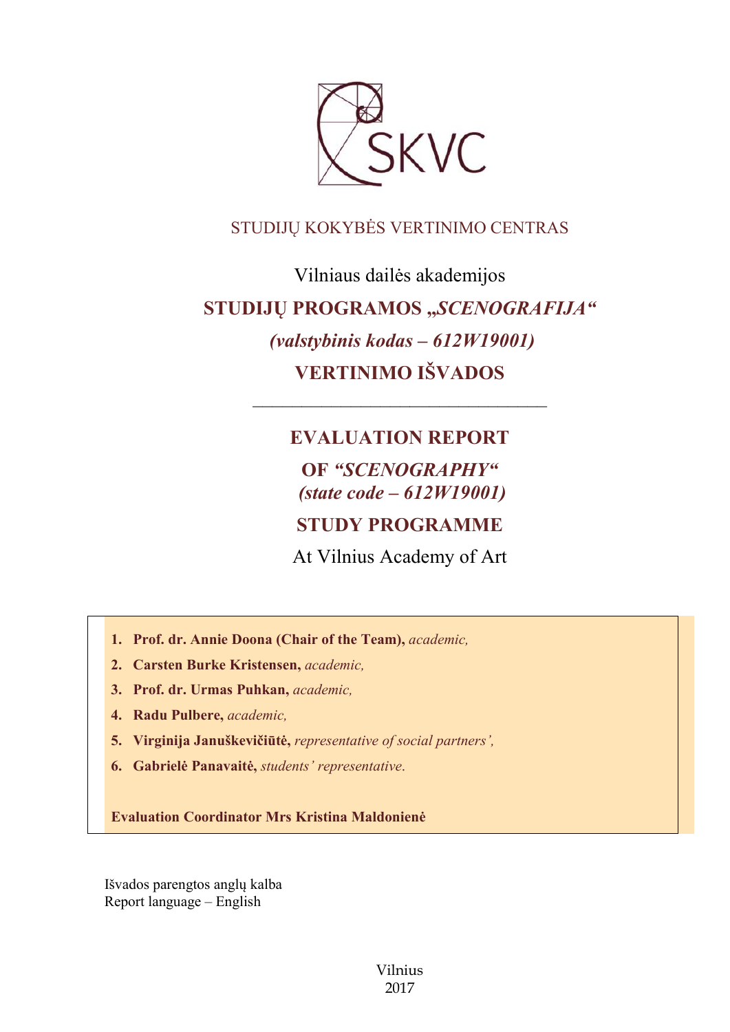SKVC

STUDIJŲ KOKYBĖS VERTINIMO CENTRAS

Vilniaus dailės akademijos

**STUDIJŲ PROGRAMOS „*SCENOGRAFIJA*“**

***(valstybinis kodas – 612W19001)***

**VERTINIMO IŠVADOS**

---

**EVALUATION REPORT**

**OF *“SCENOGRAPHY“***

***(state code – 612W19001)***

**STUDY PROGRAMME**

At Vilnius Academy of Art

1. **Prof. dr. Annie Doona (Chair of the Team),** *academic,*
2. **Carsten Burke Kristensen,** *academic,*
3. **Prof. dr. Urmas Puhkan,** *academic,*
4. **Radu Pulbere,** *academic,*
5. **Virginija Januškevičiūtė,** *representative of social partners’,*
6. **Gabrielė Panavaitė,** *students’ representative*.

**Evaluation Coordinator Mrs Kristina Maldonienė**

Išvados parengtos anglų kalba
Report language – English

Vilnius
2017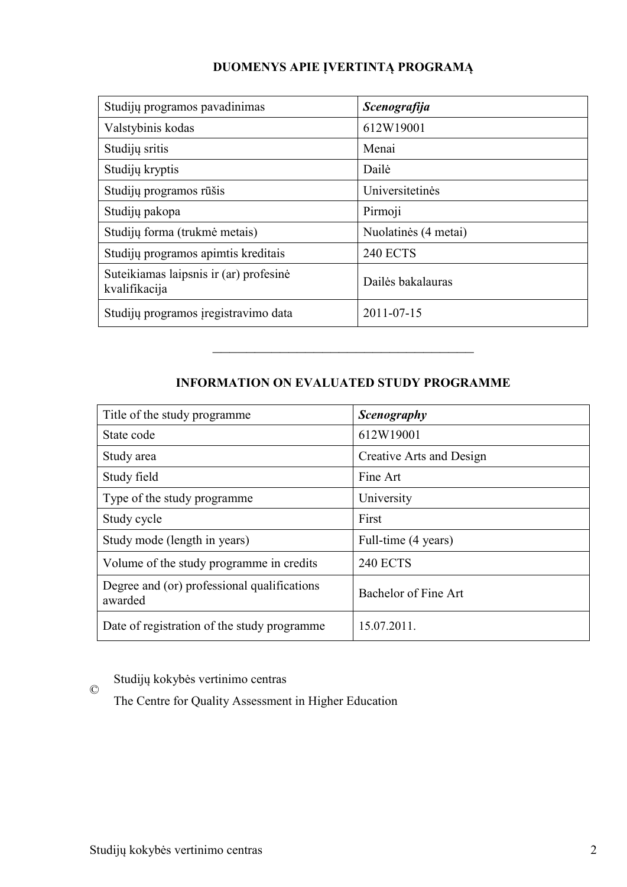## DUOMENYS APIE ĮVERTINTĄ PROGRAMĄ

| | |
|---|---|
| Studijų programos pavadinimas | ***Scenografija*** |
| Valstybinis kodas | 612W19001 |
| Studijų sritis | Menai |
| Studijų kryptis | Dailė |
| Studijų programos rūšis | Universitetinės |
| Studijų pakopa | Pirmoji |
| Studijų forma (trukmė metais) | Nuolatinės (4 metai) |
| Studijų programos apimtis kreditais | 240 ECTS |
| Suteikiamas laipsnis ir (ar) profesinė kvalifikacija | Dailės bakalauras |
| Studijų programos įregistravimo data | 2011-07-15 |

---

## INFORMATION ON EVALUATED STUDY PROGRAMME

| | |
|---|---|
| Title of the study programme | ***Scenography*** |
| State code | 612W19001 |
| Study area | Creative Arts and Design |
| Study field | Fine Art |
| Type of the study programme | University |
| Study cycle | First |
| Study mode (length in years) | Full-time (4 years) |
| Volume of the study programme in credits | 240 ECTS |
| Degree and (or) professional qualifications awarded | Bachelor of Fine Art |
| Date of registration of the study programme | 15.07.2011. |

© Studijų kokybės vertinimo centras
The Centre for Quality Assessment in Higher Education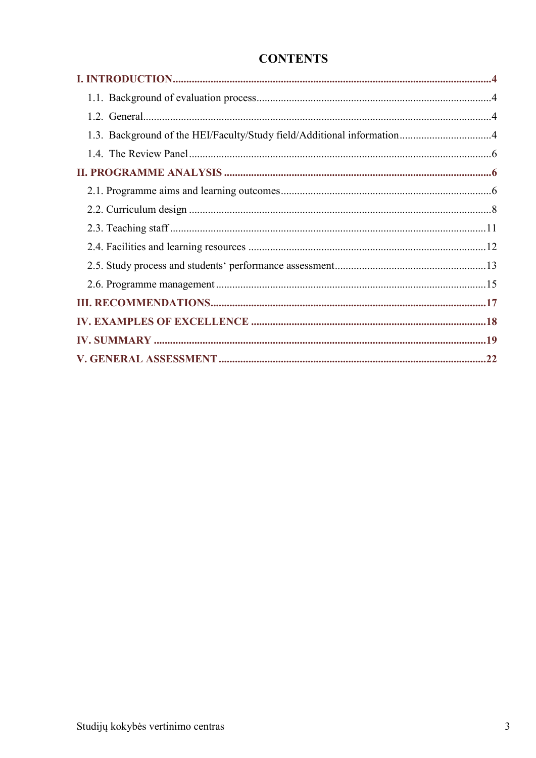# CONTENTS

**I. INTRODUCTION** .......... **4**

1.1. Background of evaluation process .......... 4

1.2. General .......... 4

1.3. Background of the HEI/Faculty/Study field/Additional information .......... 4

1.4. The Review Panel .......... 6

**II. PROGRAMME ANALYSIS** .......... **6**

2.1. Programme aims and learning outcomes .......... 6

2.2. Curriculum design .......... 8

2.3. Teaching staff .......... 11

2.4. Facilities and learning resources .......... 12

2.5. Study process and students‘ performance assessment .......... 13

2.6. Programme management .......... 15

**III. RECOMMENDATIONS** .......... **17**

**IV. EXAMPLES OF EXCELLENCE** .......... **18**

**IV. SUMMARY** .......... **19**

**V. GENERAL ASSESSMENT** .......... **22**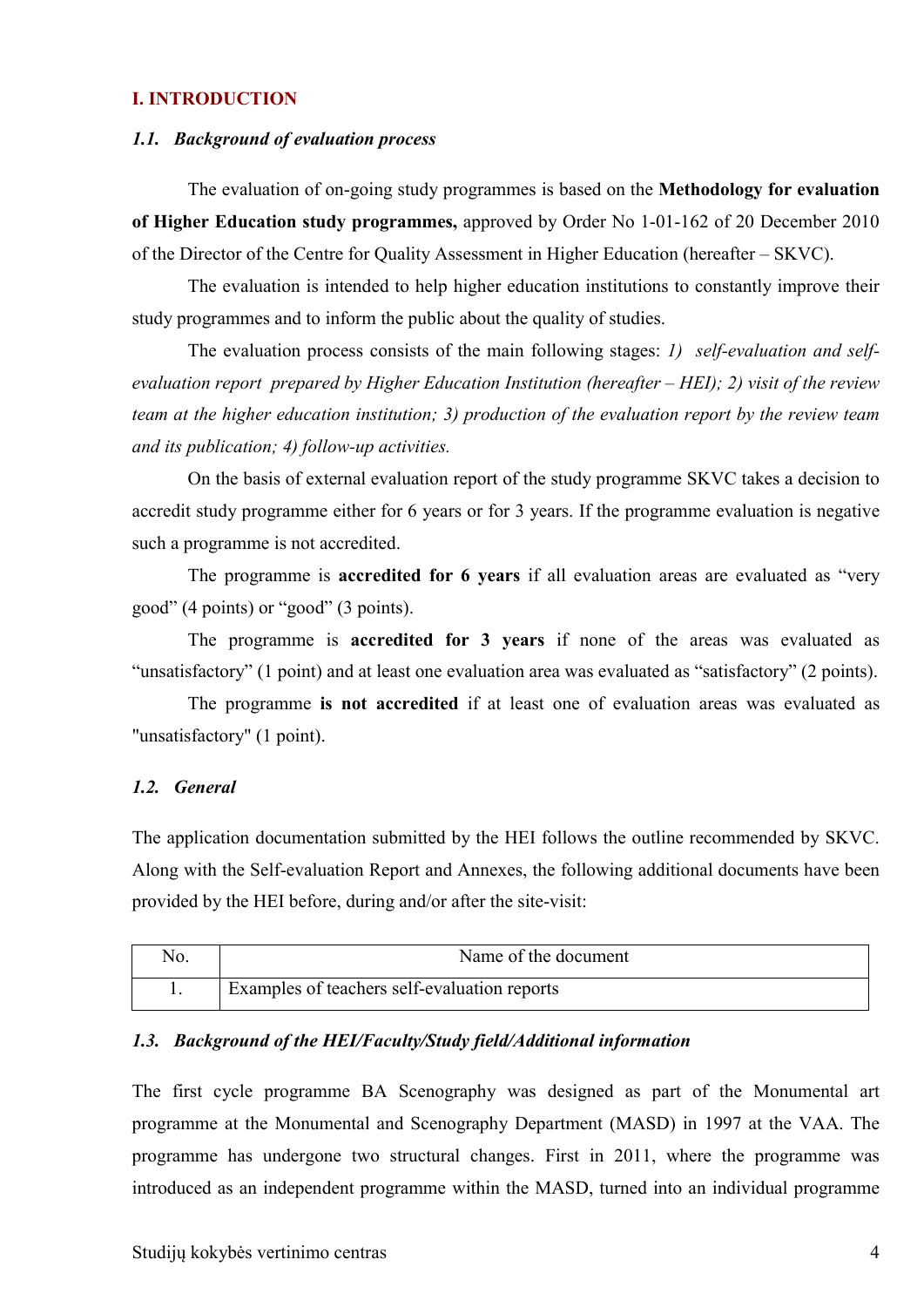## I. INTRODUCTION

### *1.1. Background of evaluation process*

The evaluation of on-going study programmes is based on the **Methodology for evaluation of Higher Education study programmes,** approved by Order No 1-01-162 of 20 December 2010 of the Director of the Centre for Quality Assessment in Higher Education (hereafter – SKVC).

The evaluation is intended to help higher education institutions to constantly improve their study programmes and to inform the public about the quality of studies.

The evaluation process consists of the main following stages: *1) self-evaluation and self-evaluation report prepared by Higher Education Institution (hereafter – HEI); 2) visit of the review team at the higher education institution; 3) production of the evaluation report by the review team and its publication; 4) follow-up activities.*

On the basis of external evaluation report of the study programme SKVC takes a decision to accredit study programme either for 6 years or for 3 years. If the programme evaluation is negative such a programme is not accredited.

The programme is **accredited for 6 years** if all evaluation areas are evaluated as "very good" (4 points) or "good" (3 points).

The programme is **accredited for 3 years** if none of the areas was evaluated as "unsatisfactory" (1 point) and at least one evaluation area was evaluated as "satisfactory" (2 points).

The programme **is not accredited** if at least one of evaluation areas was evaluated as "unsatisfactory" (1 point).

### *1.2. General*

The application documentation submitted by the HEI follows the outline recommended by SKVC. Along with the Self-evaluation Report and Annexes, the following additional documents have been provided by the HEI before, during and/or after the site-visit:

| No. | Name of the document |
|---|---|
| 1. | Examples of teachers self-evaluation reports |

### *1.3. Background of the HEI/Faculty/Study field/Additional information*

The first cycle programme BA Scenography was designed as part of the Monumental art programme at the Monumental and Scenography Department (MASD) in 1997 at the VAA. The programme has undergone two structural changes. First in 2011, where the programme was introduced as an independent programme within the MASD, turned into an individual programme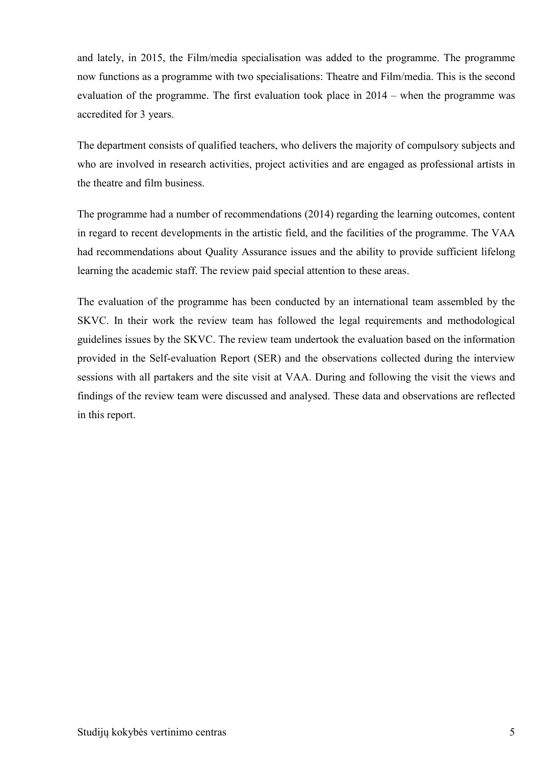and lately, in 2015, the Film/media specialisation was added to the programme. The programme now functions as a programme with two specialisations: Theatre and Film/media. This is the second evaluation of the programme. The first evaluation took place in 2014 – when the programme was accredited for 3 years.

The department consists of qualified teachers, who delivers the majority of compulsory subjects and who are involved in research activities, project activities and are engaged as professional artists in the theatre and film business.

The programme had a number of recommendations (2014) regarding the learning outcomes, content in regard to recent developments in the artistic field, and the facilities of the programme. The VAA had recommendations about Quality Assurance issues and the ability to provide sufficient lifelong learning the academic staff. The review paid special attention to these areas.

The evaluation of the programme has been conducted by an international team assembled by the SKVC. In their work the review team has followed the legal requirements and methodological guidelines issues by the SKVC. The review team undertook the evaluation based on the information provided in the Self-evaluation Report (SER) and the observations collected during the interview sessions with all partakers and the site visit at VAA. During and following the visit the views and findings of the review team were discussed and analysed. These data and observations are reflected in this report.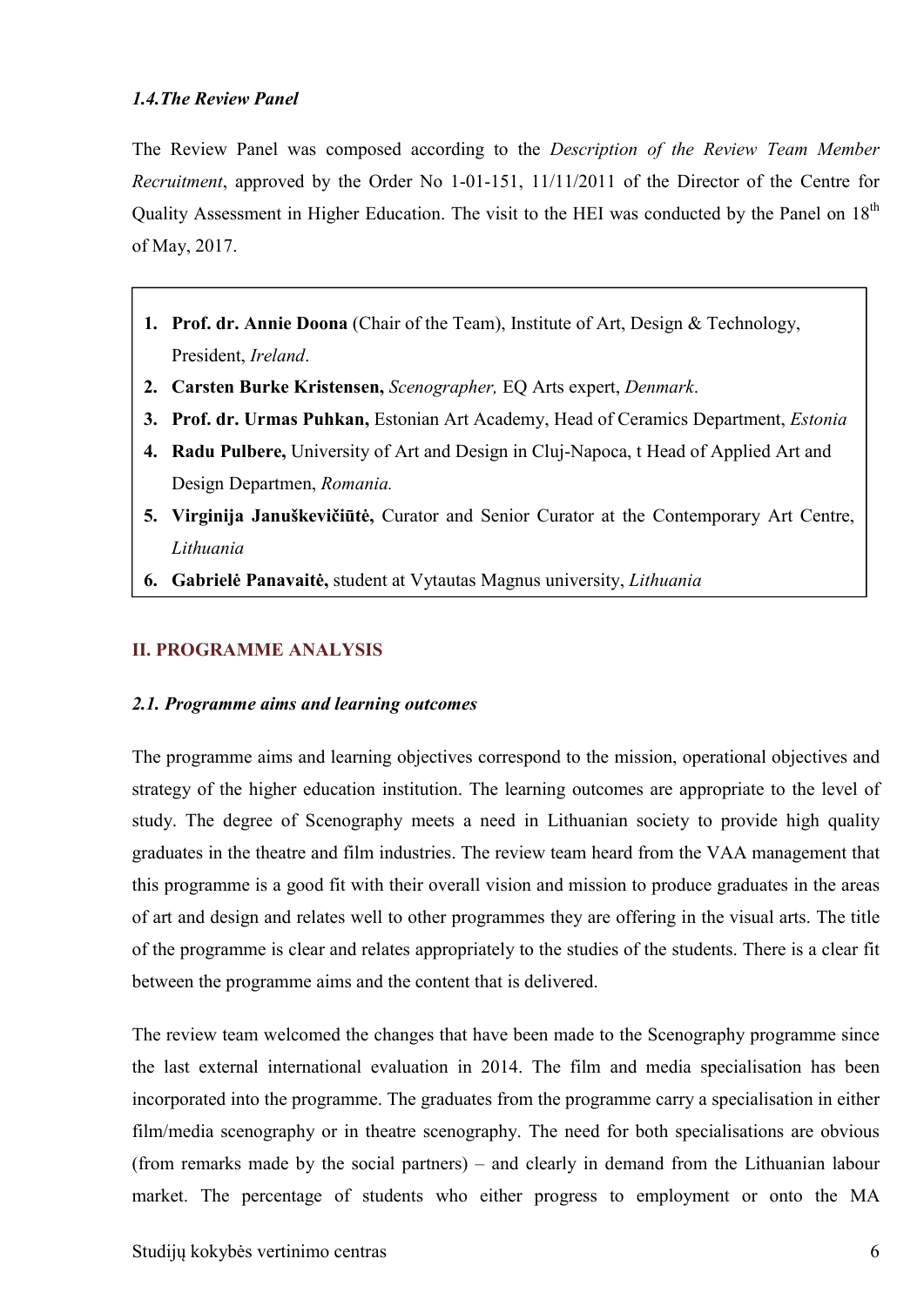### *1.4. The Review Panel*

The Review Panel was composed according to the *Description of the Review Team Member Recruitment*, approved by the Order No 1-01-151, 11/11/2011 of the Director of the Centre for Quality Assessment in Higher Education. The visit to the HEI was conducted by the Panel on 18th of May, 2017.

1. **Prof. dr. Annie Doona** (Chair of the Team), Institute of Art, Design & Technology, President, *Ireland*.
2. **Carsten Burke Kristensen,** *Scenographer,* EQ Arts expert, *Denmark*.
3. **Prof. dr. Urmas Puhkan,** Estonian Art Academy, Head of Ceramics Department, *Estonia*
4. **Radu Pulbere,** University of Art and Design in Cluj-Napoca, t Head of Applied Art and Design Departmen, *Romania.*
5. **Virginija Januškevičiūtė,** Curator and Senior Curator at the Contemporary Art Centre, *Lithuania*
6. **Gabrielė Panavaitė,** student at Vytautas Magnus university, *Lithuania*

## II. PROGRAMME ANALYSIS

### *2.1. Programme aims and learning outcomes*

The programme aims and learning objectives correspond to the mission, operational objectives and strategy of the higher education institution. The learning outcomes are appropriate to the level of study. The degree of Scenography meets a need in Lithuanian society to provide high quality graduates in the theatre and film industries. The review team heard from the VAA management that this programme is a good fit with their overall vision and mission to produce graduates in the areas of art and design and relates well to other programmes they are offering in the visual arts. The title of the programme is clear and relates appropriately to the studies of the students. There is a clear fit between the programme aims and the content that is delivered.

The review team welcomed the changes that have been made to the Scenography programme since the last external international evaluation in 2014. The film and media specialisation has been incorporated into the programme. The graduates from the programme carry a specialisation in either film/media scenography or in theatre scenography. The need for both specialisations are obvious (from remarks made by the social partners) – and clearly in demand from the Lithuanian labour market. The percentage of students who either progress to employment or onto the MA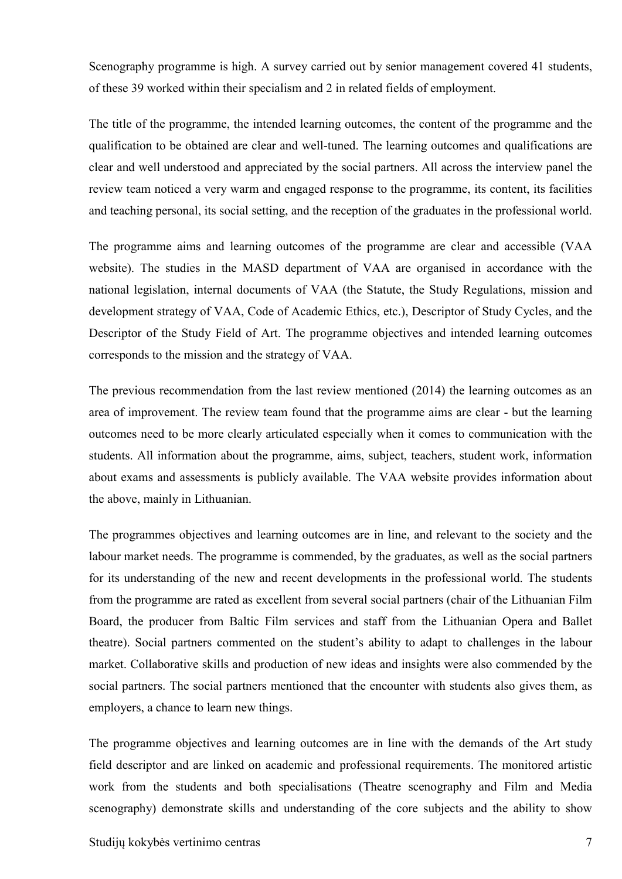Scenography programme is high. A survey carried out by senior management covered 41 students, of these 39 worked within their specialism and 2 in related fields of employment.

The title of the programme, the intended learning outcomes, the content of the programme and the qualification to be obtained are clear and well-tuned. The learning outcomes and qualifications are clear and well understood and appreciated by the social partners. All across the interview panel the review team noticed a very warm and engaged response to the programme, its content, its facilities and teaching personal, its social setting, and the reception of the graduates in the professional world.

The programme aims and learning outcomes of the programme are clear and accessible (VAA website). The studies in the MASD department of VAA are organised in accordance with the national legislation, internal documents of VAA (the Statute, the Study Regulations, mission and development strategy of VAA, Code of Academic Ethics, etc.), Descriptor of Study Cycles, and the Descriptor of the Study Field of Art. The programme objectives and intended learning outcomes corresponds to the mission and the strategy of VAA.

The previous recommendation from the last review mentioned (2014) the learning outcomes as an area of improvement. The review team found that the programme aims are clear - but the learning outcomes need to be more clearly articulated especially when it comes to communication with the students. All information about the programme, aims, subject, teachers, student work, information about exams and assessments is publicly available. The VAA website provides information about the above, mainly in Lithuanian.

The programmes objectives and learning outcomes are in line, and relevant to the society and the labour market needs. The programme is commended, by the graduates, as well as the social partners for its understanding of the new and recent developments in the professional world. The students from the programme are rated as excellent from several social partners (chair of the Lithuanian Film Board, the producer from Baltic Film services and staff from the Lithuanian Opera and Ballet theatre). Social partners commented on the student's ability to adapt to challenges in the labour market. Collaborative skills and production of new ideas and insights were also commended by the social partners. The social partners mentioned that the encounter with students also gives them, as employers, a chance to learn new things.

The programme objectives and learning outcomes are in line with the demands of the Art study field descriptor and are linked on academic and professional requirements. The monitored artistic work from the students and both specialisations (Theatre scenography and Film and Media scenography) demonstrate skills and understanding of the core subjects and the ability to show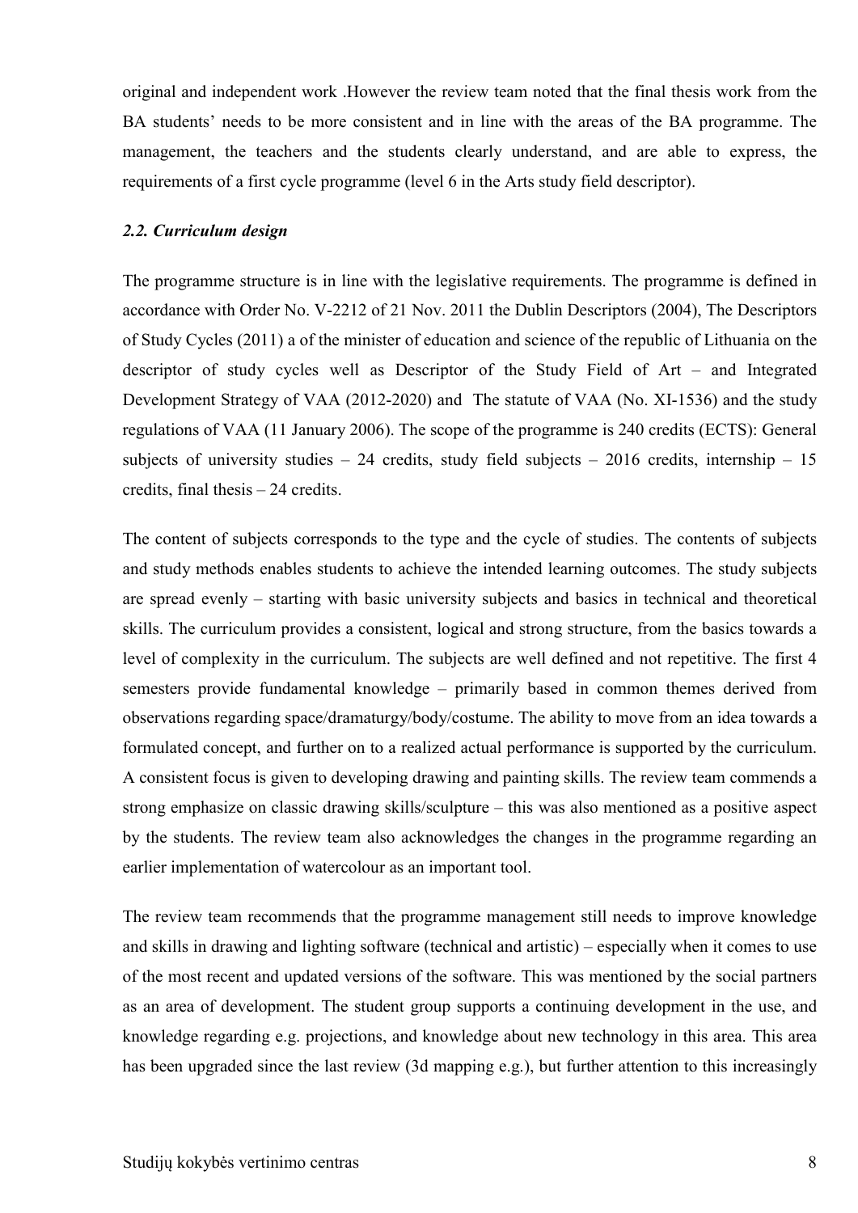original and independent work .However the review team noted that the final thesis work from the BA students' needs to be more consistent and in line with the areas of the BA programme. The management, the teachers and the students clearly understand, and are able to express, the requirements of a first cycle programme (level 6 in the Arts study field descriptor).

### *2.2. Curriculum design*

The programme structure is in line with the legislative requirements. The programme is defined in accordance with Order No. V-2212 of 21 Nov. 2011 the Dublin Descriptors (2004), The Descriptors of Study Cycles (2011) a of the minister of education and science of the republic of Lithuania on the descriptor of study cycles well as Descriptor of the Study Field of Art – and Integrated Development Strategy of VAA (2012-2020) and The statute of VAA (No. XI-1536) and the study regulations of VAA (11 January 2006). The scope of the programme is 240 credits (ECTS): General subjects of university studies – 24 credits, study field subjects – 2016 credits, internship – 15 credits, final thesis – 24 credits.

The content of subjects corresponds to the type and the cycle of studies. The contents of subjects and study methods enables students to achieve the intended learning outcomes. The study subjects are spread evenly – starting with basic university subjects and basics in technical and theoretical skills. The curriculum provides a consistent, logical and strong structure, from the basics towards a level of complexity in the curriculum. The subjects are well defined and not repetitive. The first 4 semesters provide fundamental knowledge – primarily based in common themes derived from observations regarding space/dramaturgy/body/costume. The ability to move from an idea towards a formulated concept, and further on to a realized actual performance is supported by the curriculum. A consistent focus is given to developing drawing and painting skills. The review team commends a strong emphasize on classic drawing skills/sculpture – this was also mentioned as a positive aspect by the students. The review team also acknowledges the changes in the programme regarding an earlier implementation of watercolour as an important tool.

The review team recommends that the programme management still needs to improve knowledge and skills in drawing and lighting software (technical and artistic) – especially when it comes to use of the most recent and updated versions of the software. This was mentioned by the social partners as an area of development. The student group supports a continuing development in the use, and knowledge regarding e.g. projections, and knowledge about new technology in this area. This area has been upgraded since the last review (3d mapping e.g.), but further attention to this increasingly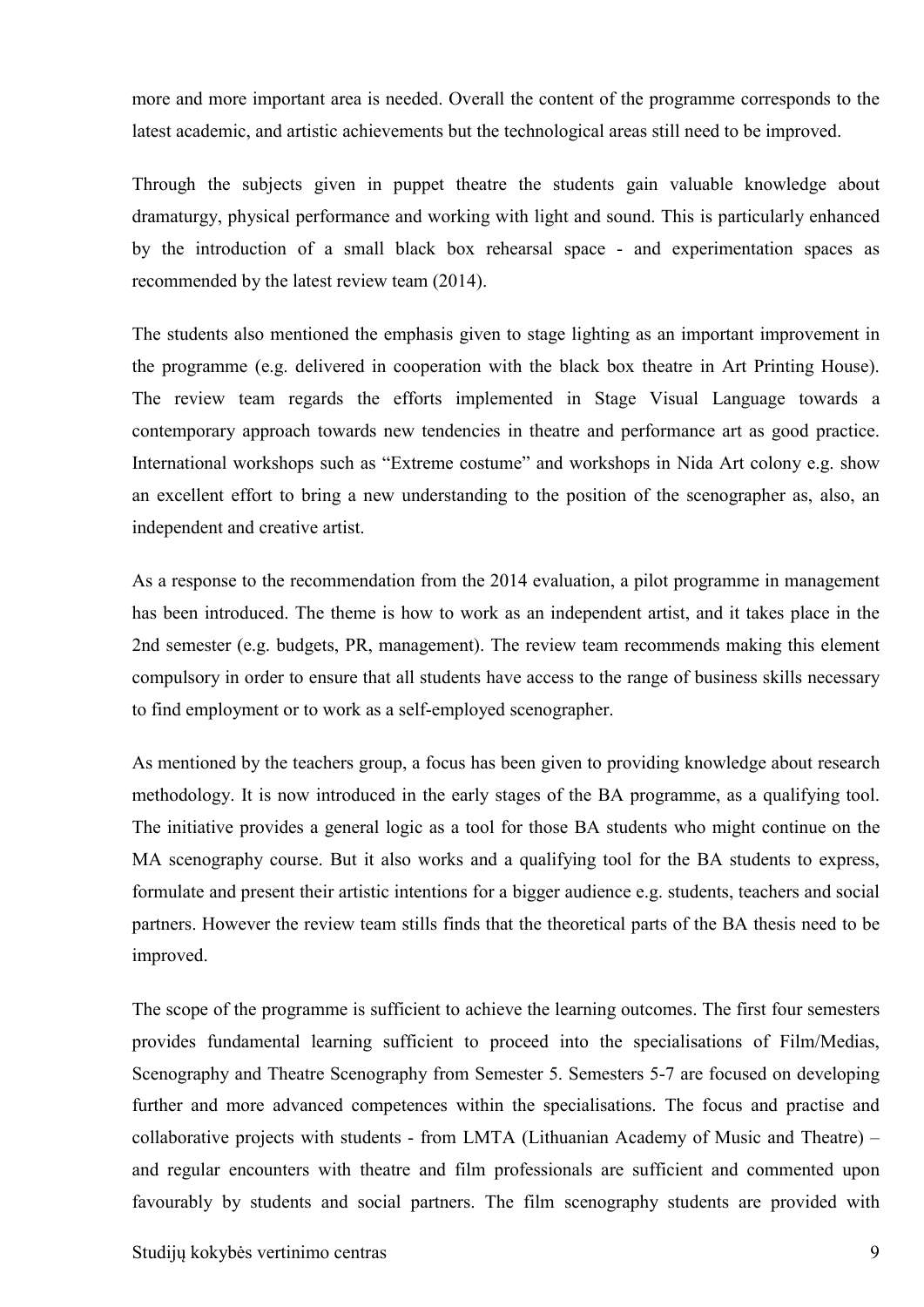more and more important area is needed. Overall the content of the programme corresponds to the latest academic, and artistic achievements but the technological areas still need to be improved.

Through the subjects given in puppet theatre the students gain valuable knowledge about dramaturgy, physical performance and working with light and sound. This is particularly enhanced by the introduction of a small black box rehearsal space - and experimentation spaces as recommended by the latest review team (2014).

The students also mentioned the emphasis given to stage lighting as an important improvement in the programme (e.g. delivered in cooperation with the black box theatre in Art Printing House). The review team regards the efforts implemented in Stage Visual Language towards a contemporary approach towards new tendencies in theatre and performance art as good practice. International workshops such as "Extreme costume" and workshops in Nida Art colony e.g. show an excellent effort to bring a new understanding to the position of the scenographer as, also, an independent and creative artist.

As a response to the recommendation from the 2014 evaluation, a pilot programme in management has been introduced. The theme is how to work as an independent artist, and it takes place in the 2nd semester (e.g. budgets, PR, management). The review team recommends making this element compulsory in order to ensure that all students have access to the range of business skills necessary to find employment or to work as a self-employed scenographer.

As mentioned by the teachers group, a focus has been given to providing knowledge about research methodology. It is now introduced in the early stages of the BA programme, as a qualifying tool. The initiative provides a general logic as a tool for those BA students who might continue on the MA scenography course. But it also works and a qualifying tool for the BA students to express, formulate and present their artistic intentions for a bigger audience e.g. students, teachers and social partners. However the review team stills finds that the theoretical parts of the BA thesis need to be improved.

The scope of the programme is sufficient to achieve the learning outcomes. The first four semesters provides fundamental learning sufficient to proceed into the specialisations of Film/Medias, Scenography and Theatre Scenography from Semester 5. Semesters 5-7 are focused on developing further and more advanced competences within the specialisations. The focus and practise and collaborative projects with students - from LMTA (Lithuanian Academy of Music and Theatre) – and regular encounters with theatre and film professionals are sufficient and commented upon favourably by students and social partners. The film scenography students are provided with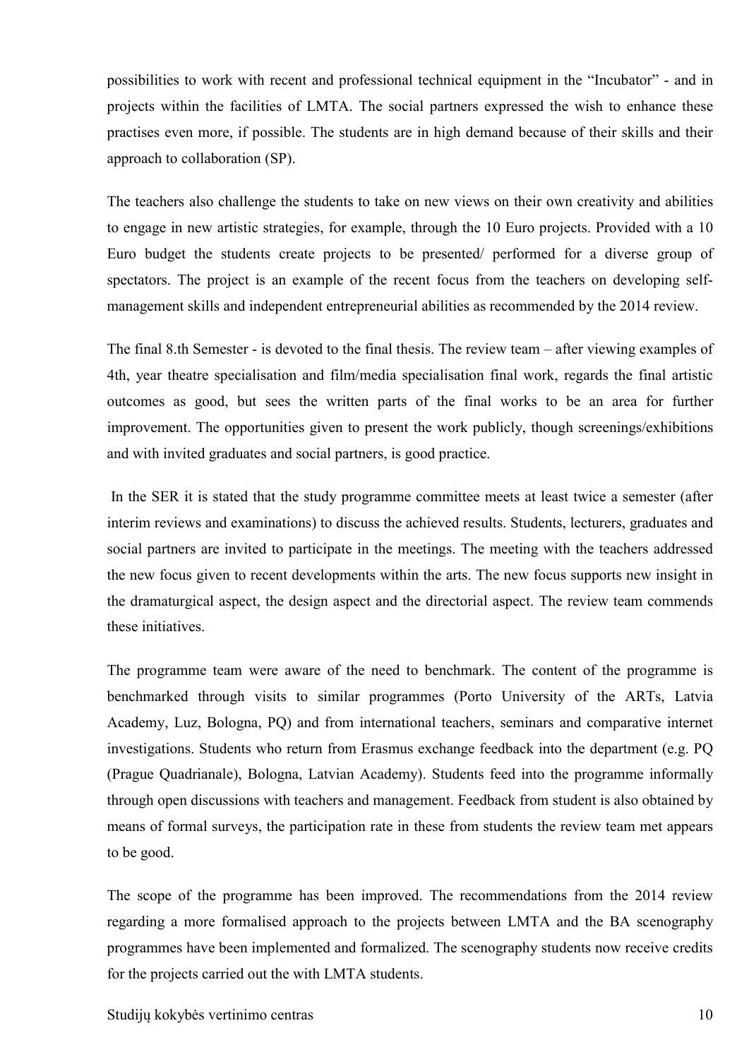possibilities to work with recent and professional technical equipment in the "Incubator" - and in projects within the facilities of LMTA. The social partners expressed the wish to enhance these practises even more, if possible. The students are in high demand because of their skills and their approach to collaboration (SP).

The teachers also challenge the students to take on new views on their own creativity and abilities to engage in new artistic strategies, for example, through the 10 Euro projects. Provided with a 10 Euro budget the students create projects to be presented/ performed for a diverse group of spectators. The project is an example of the recent focus from the teachers on developing self-management skills and independent entrepreneurial abilities as recommended by the 2014 review.

The final 8.th Semester - is devoted to the final thesis. The review team – after viewing examples of 4th, year theatre specialisation and film/media specialisation final work, regards the final artistic outcomes as good, but sees the written parts of the final works to be an area for further improvement. The opportunities given to present the work publicly, though screenings/exhibitions and with invited graduates and social partners, is good practice.

In the SER it is stated that the study programme committee meets at least twice a semester (after interim reviews and examinations) to discuss the achieved results. Students, lecturers, graduates and social partners are invited to participate in the meetings. The meeting with the teachers addressed the new focus given to recent developments within the arts. The new focus supports new insight in the dramaturgical aspect, the design aspect and the directorial aspect. The review team commends these initiatives.

The programme team were aware of the need to benchmark. The content of the programme is benchmarked through visits to similar programmes (Porto University of the ARTs, Latvia Academy, Luz, Bologna, PQ) and from international teachers, seminars and comparative internet investigations. Students who return from Erasmus exchange feedback into the department (e.g. PQ (Prague Quadrianale), Bologna, Latvian Academy). Students feed into the programme informally through open discussions with teachers and management. Feedback from student is also obtained by means of formal surveys, the participation rate in these from students the review team met appears to be good.

The scope of the programme has been improved. The recommendations from the 2014 review regarding a more formalised approach to the projects between LMTA and the BA scenography programmes have been implemented and formalized. The scenography students now receive credits for the projects carried out the with LMTA students.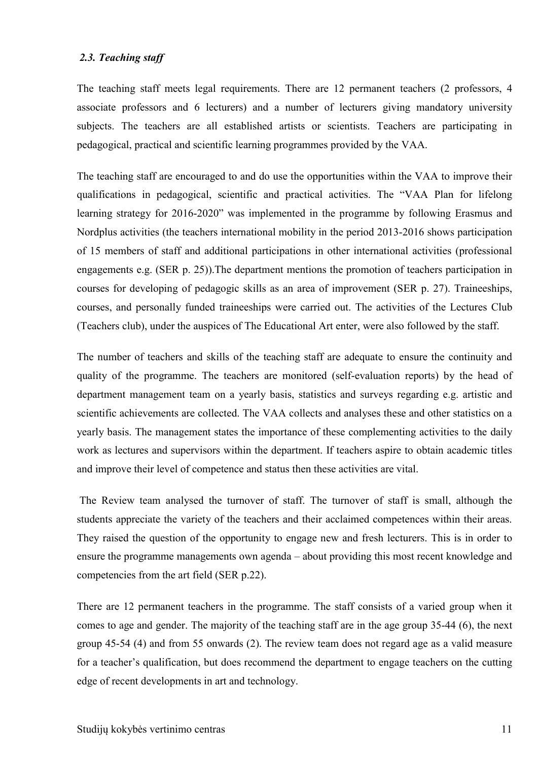### *2.3. Teaching staff*

The teaching staff meets legal requirements. There are 12 permanent teachers (2 professors, 4 associate professors and 6 lecturers) and a number of lecturers giving mandatory university subjects. The teachers are all established artists or scientists. Teachers are participating in pedagogical, practical and scientific learning programmes provided by the VAA.

The teaching staff are encouraged to and do use the opportunities within the VAA to improve their qualifications in pedagogical, scientific and practical activities. The "VAA Plan for lifelong learning strategy for 2016-2020" was implemented in the programme by following Erasmus and Nordplus activities (the teachers international mobility in the period 2013-2016 shows participation of 15 members of staff and additional participations in other international activities (professional engagements e.g. (SER p. 25)).The department mentions the promotion of teachers participation in courses for developing of pedagogic skills as an area of improvement (SER p. 27). Traineeships, courses, and personally funded traineeships were carried out. The activities of the Lectures Club (Teachers club), under the auspices of The Educational Art enter, were also followed by the staff.

The number of teachers and skills of the teaching staff are adequate to ensure the continuity and quality of the programme. The teachers are monitored (self-evaluation reports) by the head of department management team on a yearly basis, statistics and surveys regarding e.g. artistic and scientific achievements are collected. The VAA collects and analyses these and other statistics on a yearly basis. The management states the importance of these complementing activities to the daily work as lectures and supervisors within the department. If teachers aspire to obtain academic titles and improve their level of competence and status then these activities are vital.

The Review team analysed the turnover of staff. The turnover of staff is small, although the students appreciate the variety of the teachers and their acclaimed competences within their areas. They raised the question of the opportunity to engage new and fresh lecturers. This is in order to ensure the programme managements own agenda – about providing this most recent knowledge and competencies from the art field (SER p.22).

There are 12 permanent teachers in the programme. The staff consists of a varied group when it comes to age and gender. The majority of the teaching staff are in the age group 35-44 (6), the next group 45-54 (4) and from 55 onwards (2). The review team does not regard age as a valid measure for a teacher's qualification, but does recommend the department to engage teachers on the cutting edge of recent developments in art and technology.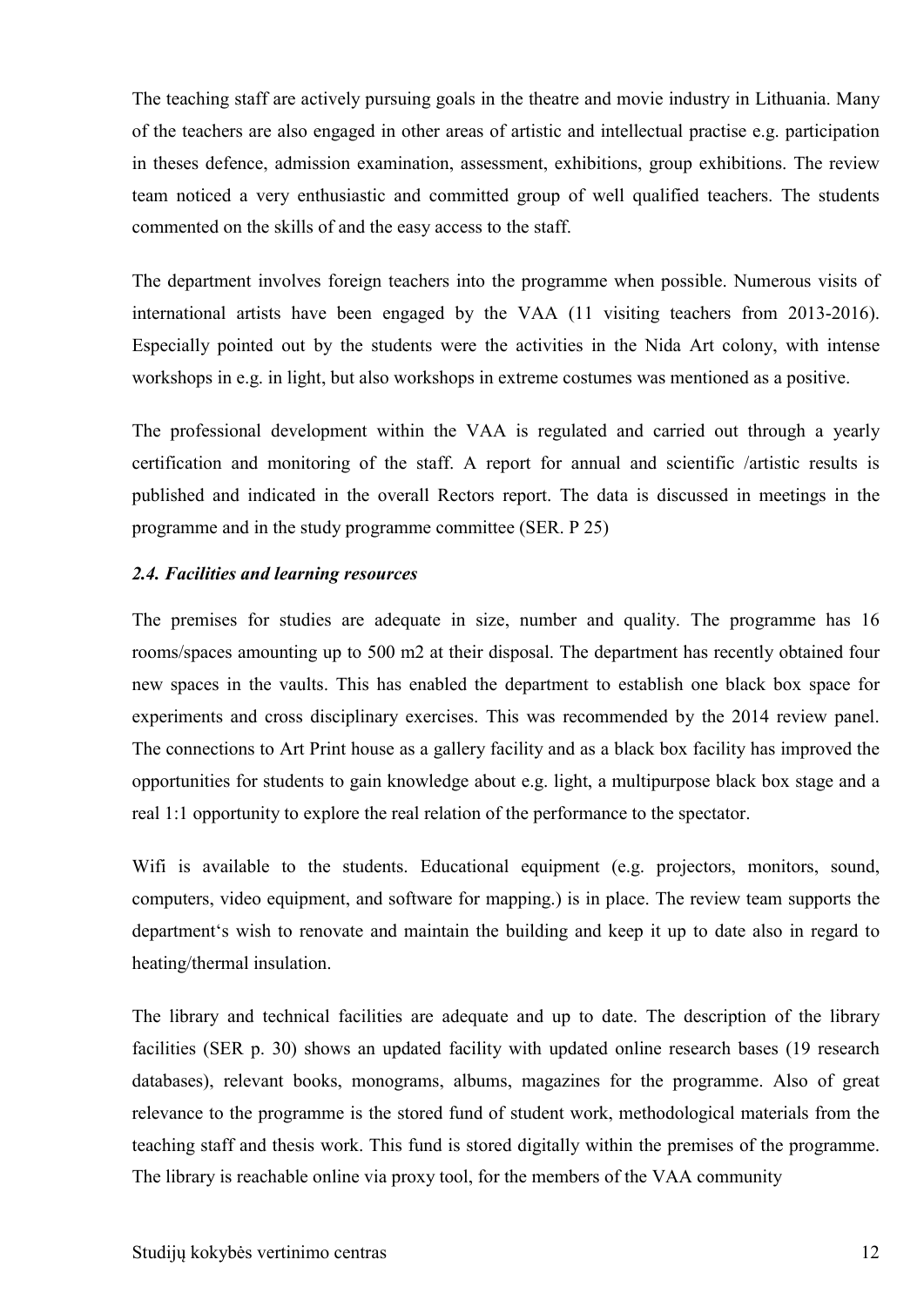The teaching staff are actively pursuing goals in the theatre and movie industry in Lithuania. Many of the teachers are also engaged in other areas of artistic and intellectual practise e.g. participation in theses defence, admission examination, assessment, exhibitions, group exhibitions. The review team noticed a very enthusiastic and committed group of well qualified teachers. The students commented on the skills of and the easy access to the staff.

The department involves foreign teachers into the programme when possible. Numerous visits of international artists have been engaged by the VAA (11 visiting teachers from 2013-2016). Especially pointed out by the students were the activities in the Nida Art colony, with intense workshops in e.g. in light, but also workshops in extreme costumes was mentioned as a positive.

The professional development within the VAA is regulated and carried out through a yearly certification and monitoring of the staff. A report for annual and scientific /artistic results is published and indicated in the overall Rectors report. The data is discussed in meetings in the programme and in the study programme committee (SER. P 25)

### *2.4. Facilities and learning resources*

The premises for studies are adequate in size, number and quality. The programme has 16 rooms/spaces amounting up to 500 m2 at their disposal. The department has recently obtained four new spaces in the vaults. This has enabled the department to establish one black box space for experiments and cross disciplinary exercises. This was recommended by the 2014 review panel. The connections to Art Print house as a gallery facility and as a black box facility has improved the opportunities for students to gain knowledge about e.g. light, a multipurpose black box stage and a real 1:1 opportunity to explore the real relation of the performance to the spectator.

Wifi is available to the students. Educational equipment (e.g. projectors, monitors, sound, computers, video equipment, and software for mapping.) is in place. The review team supports the department‘s wish to renovate and maintain the building and keep it up to date also in regard to heating/thermal insulation.

The library and technical facilities are adequate and up to date. The description of the library facilities (SER p. 30) shows an updated facility with updated online research bases (19 research databases), relevant books, monograms, albums, magazines for the programme. Also of great relevance to the programme is the stored fund of student work, methodological materials from the teaching staff and thesis work. This fund is stored digitally within the premises of the programme. The library is reachable online via proxy tool, for the members of the VAA community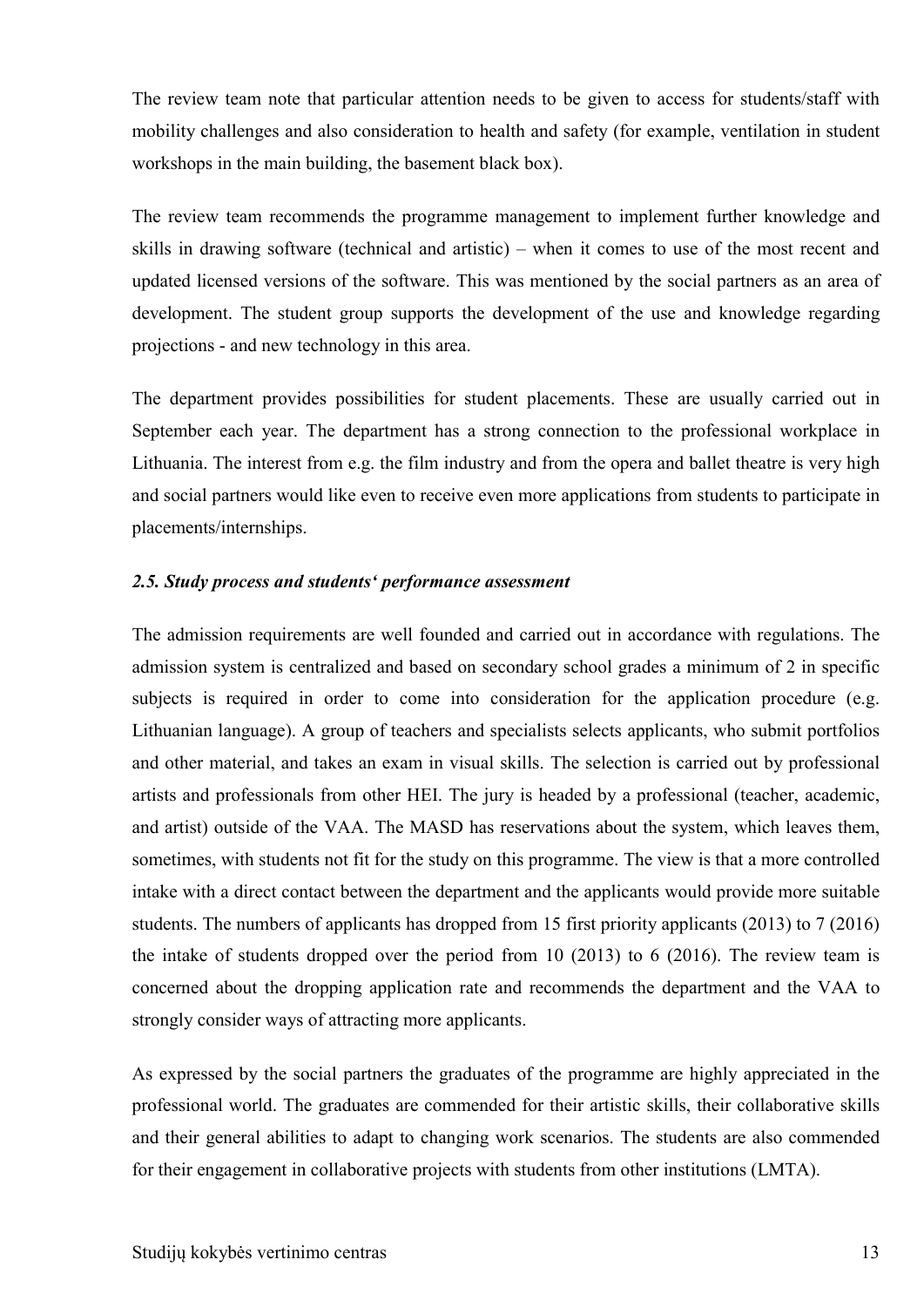The review team note that particular attention needs to be given to access for students/staff with mobility challenges and also consideration to health and safety (for example, ventilation in student workshops in the main building, the basement black box).

The review team recommends the programme management to implement further knowledge and skills in drawing software (technical and artistic) – when it comes to use of the most recent and updated licensed versions of the software. This was mentioned by the social partners as an area of development. The student group supports the development of the use and knowledge regarding projections - and new technology in this area.

The department provides possibilities for student placements. These are usually carried out in September each year. The department has a strong connection to the professional workplace in Lithuania. The interest from e.g. the film industry and from the opera and ballet theatre is very high and social partners would like even to receive even more applications from students to participate in placements/internships.

### *2.5. Study process and students' performance assessment*

The admission requirements are well founded and carried out in accordance with regulations. The admission system is centralized and based on secondary school grades a minimum of 2 in specific subjects is required in order to come into consideration for the application procedure (e.g. Lithuanian language). A group of teachers and specialists selects applicants, who submit portfolios and other material, and takes an exam in visual skills. The selection is carried out by professional artists and professionals from other HEI. The jury is headed by a professional (teacher, academic, and artist) outside of the VAA. The MASD has reservations about the system, which leaves them, sometimes, with students not fit for the study on this programme. The view is that a more controlled intake with a direct contact between the department and the applicants would provide more suitable students. The numbers of applicants has dropped from 15 first priority applicants (2013) to 7 (2016) the intake of students dropped over the period from 10 (2013) to 6 (2016). The review team is concerned about the dropping application rate and recommends the department and the VAA to strongly consider ways of attracting more applicants.

As expressed by the social partners the graduates of the programme are highly appreciated in the professional world. The graduates are commended for their artistic skills, their collaborative skills and their general abilities to adapt to changing work scenarios. The students are also commended for their engagement in collaborative projects with students from other institutions (LMTA).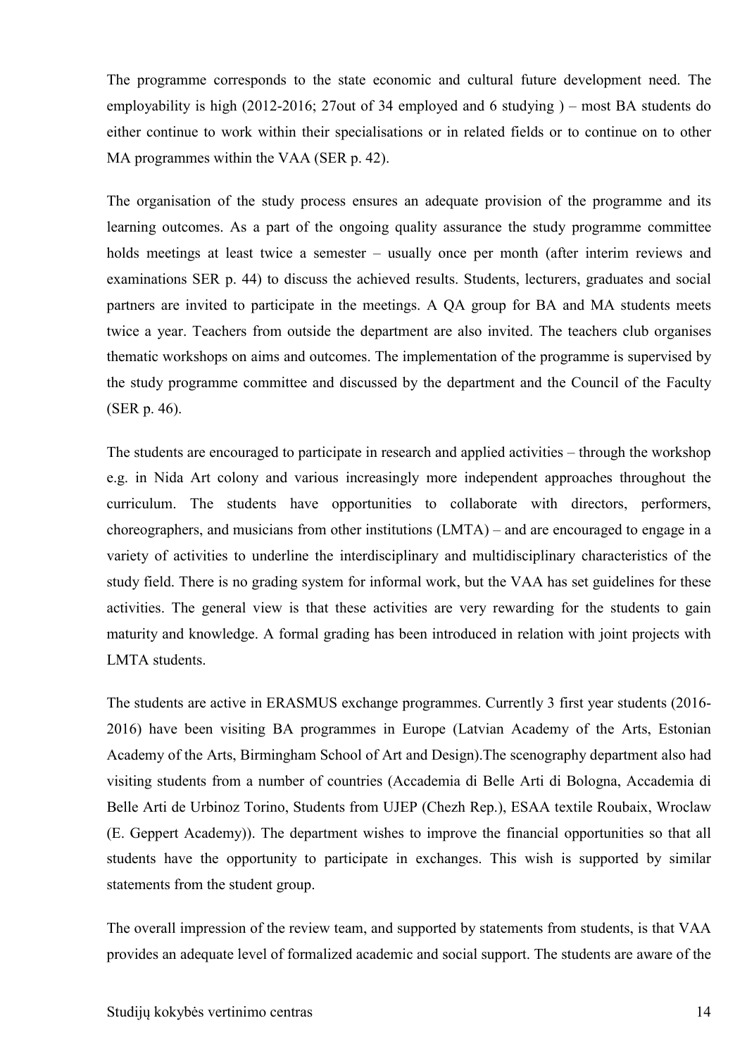The programme corresponds to the state economic and cultural future development need. The employability is high (2012-2016; 27out of 34 employed and 6 studying ) – most BA students do either continue to work within their specialisations or in related fields or to continue on to other MA programmes within the VAA (SER p. 42).

The organisation of the study process ensures an adequate provision of the programme and its learning outcomes. As a part of the ongoing quality assurance the study programme committee holds meetings at least twice a semester – usually once per month (after interim reviews and examinations SER p. 44) to discuss the achieved results. Students, lecturers, graduates and social partners are invited to participate in the meetings. A QA group for BA and MA students meets twice a year. Teachers from outside the department are also invited. The teachers club organises thematic workshops on aims and outcomes. The implementation of the programme is supervised by the study programme committee and discussed by the department and the Council of the Faculty (SER p. 46).

The students are encouraged to participate in research and applied activities – through the workshop e.g. in Nida Art colony and various increasingly more independent approaches throughout the curriculum. The students have opportunities to collaborate with directors, performers, choreographers, and musicians from other institutions (LMTA) – and are encouraged to engage in a variety of activities to underline the interdisciplinary and multidisciplinary characteristics of the study field. There is no grading system for informal work, but the VAA has set guidelines for these activities. The general view is that these activities are very rewarding for the students to gain maturity and knowledge. A formal grading has been introduced in relation with joint projects with LMTA students.

The students are active in ERASMUS exchange programmes. Currently 3 first year students (2016-2016) have been visiting BA programmes in Europe (Latvian Academy of the Arts, Estonian Academy of the Arts, Birmingham School of Art and Design).The scenography department also had visiting students from a number of countries (Accademia di Belle Arti di Bologna, Accademia di Belle Arti de Urbinoz Torino, Students from UJEP (Chezh Rep.), ESAA textile Roubaix, Wroclaw (E. Geppert Academy)). The department wishes to improve the financial opportunities so that all students have the opportunity to participate in exchanges. This wish is supported by similar statements from the student group.

The overall impression of the review team, and supported by statements from students, is that VAA provides an adequate level of formalized academic and social support. The students are aware of the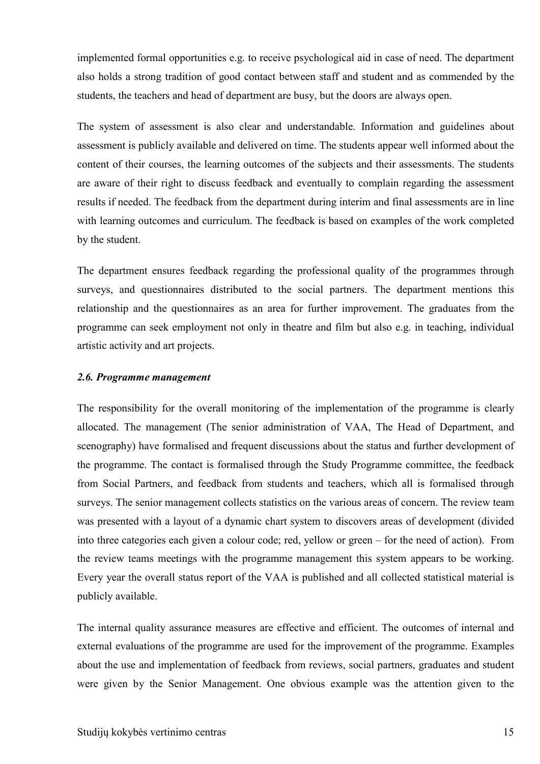implemented formal opportunities e.g. to receive psychological aid in case of need. The department also holds a strong tradition of good contact between staff and student and as commended by the students, the teachers and head of department are busy, but the doors are always open.

The system of assessment is also clear and understandable. Information and guidelines about assessment is publicly available and delivered on time. The students appear well informed about the content of their courses, the learning outcomes of the subjects and their assessments. The students are aware of their right to discuss feedback and eventually to complain regarding the assessment results if needed. The feedback from the department during interim and final assessments are in line with learning outcomes and curriculum. The feedback is based on examples of the work completed by the student.

The department ensures feedback regarding the professional quality of the programmes through surveys, and questionnaires distributed to the social partners. The department mentions this relationship and the questionnaires as an area for further improvement. The graduates from the programme can seek employment not only in theatre and film but also e.g. in teaching, individual artistic activity and art projects.

### *2.6. Programme management*

The responsibility for the overall monitoring of the implementation of the programme is clearly allocated. The management (The senior administration of VAA, The Head of Department, and scenography) have formalised and frequent discussions about the status and further development of the programme. The contact is formalised through the Study Programme committee, the feedback from Social Partners, and feedback from students and teachers, which all is formalised through surveys. The senior management collects statistics on the various areas of concern. The review team was presented with a layout of a dynamic chart system to discovers areas of development (divided into three categories each given a colour code; red, yellow or green – for the need of action). From the review teams meetings with the programme management this system appears to be working. Every year the overall status report of the VAA is published and all collected statistical material is publicly available.

The internal quality assurance measures are effective and efficient. The outcomes of internal and external evaluations of the programme are used for the improvement of the programme. Examples about the use and implementation of feedback from reviews, social partners, graduates and student were given by the Senior Management. One obvious example was the attention given to the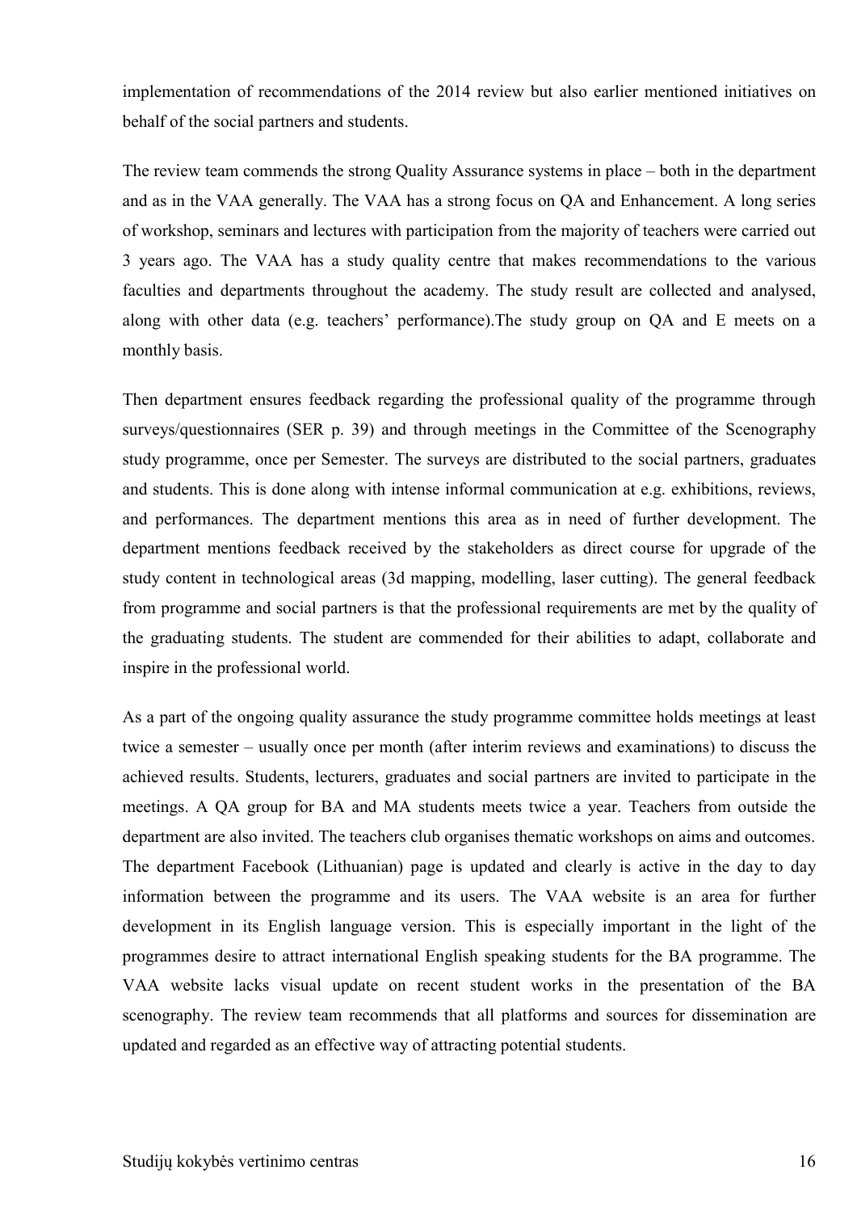implementation of recommendations of the 2014 review but also earlier mentioned initiatives on behalf of the social partners and students.

The review team commends the strong Quality Assurance systems in place – both in the department and as in the VAA generally. The VAA has a strong focus on QA and Enhancement. A long series of workshop, seminars and lectures with participation from the majority of teachers were carried out 3 years ago. The VAA has a study quality centre that makes recommendations to the various faculties and departments throughout the academy. The study result are collected and analysed, along with other data (e.g. teachers' performance).The study group on QA and E meets on a monthly basis.

Then department ensures feedback regarding the professional quality of the programme through surveys/questionnaires (SER p. 39) and through meetings in the Committee of the Scenography study programme, once per Semester. The surveys are distributed to the social partners, graduates and students. This is done along with intense informal communication at e.g. exhibitions, reviews, and performances. The department mentions this area as in need of further development. The department mentions feedback received by the stakeholders as direct course for upgrade of the study content in technological areas (3d mapping, modelling, laser cutting). The general feedback from programme and social partners is that the professional requirements are met by the quality of the graduating students. The student are commended for their abilities to adapt, collaborate and inspire in the professional world.

As a part of the ongoing quality assurance the study programme committee holds meetings at least twice a semester – usually once per month (after interim reviews and examinations) to discuss the achieved results. Students, lecturers, graduates and social partners are invited to participate in the meetings. A QA group for BA and MA students meets twice a year. Teachers from outside the department are also invited. The teachers club organises thematic workshops on aims and outcomes. The department Facebook (Lithuanian) page is updated and clearly is active in the day to day information between the programme and its users. The VAA website is an area for further development in its English language version. This is especially important in the light of the programmes desire to attract international English speaking students for the BA programme. The VAA website lacks visual update on recent student works in the presentation of the BA scenography. The review team recommends that all platforms and sources for dissemination are updated and regarded as an effective way of attracting potential students.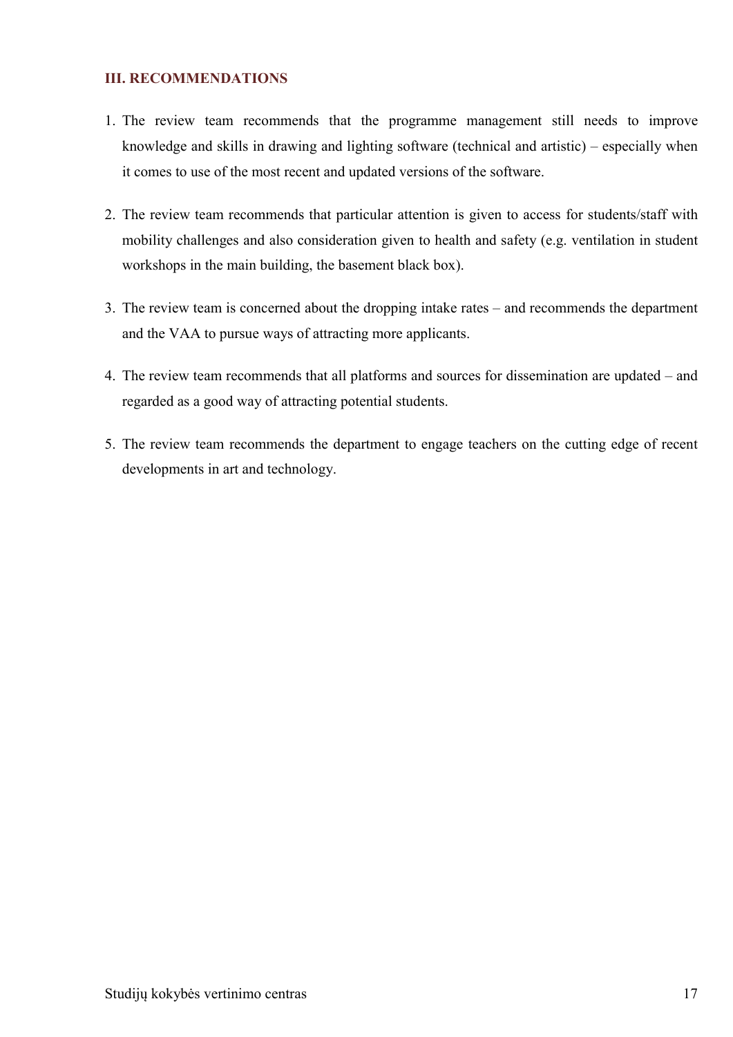## III. RECOMMENDATIONS

1. The review team recommends that the programme management still needs to improve knowledge and skills in drawing and lighting software (technical and artistic) – especially when it comes to use of the most recent and updated versions of the software.

2. The review team recommends that particular attention is given to access for students/staff with mobility challenges and also consideration given to health and safety (e.g. ventilation in student workshops in the main building, the basement black box).

3. The review team is concerned about the dropping intake rates – and recommends the department and the VAA to pursue ways of attracting more applicants.

4. The review team recommends that all platforms and sources for dissemination are updated – and regarded as a good way of attracting potential students.

5. The review team recommends the department to engage teachers on the cutting edge of recent developments in art and technology.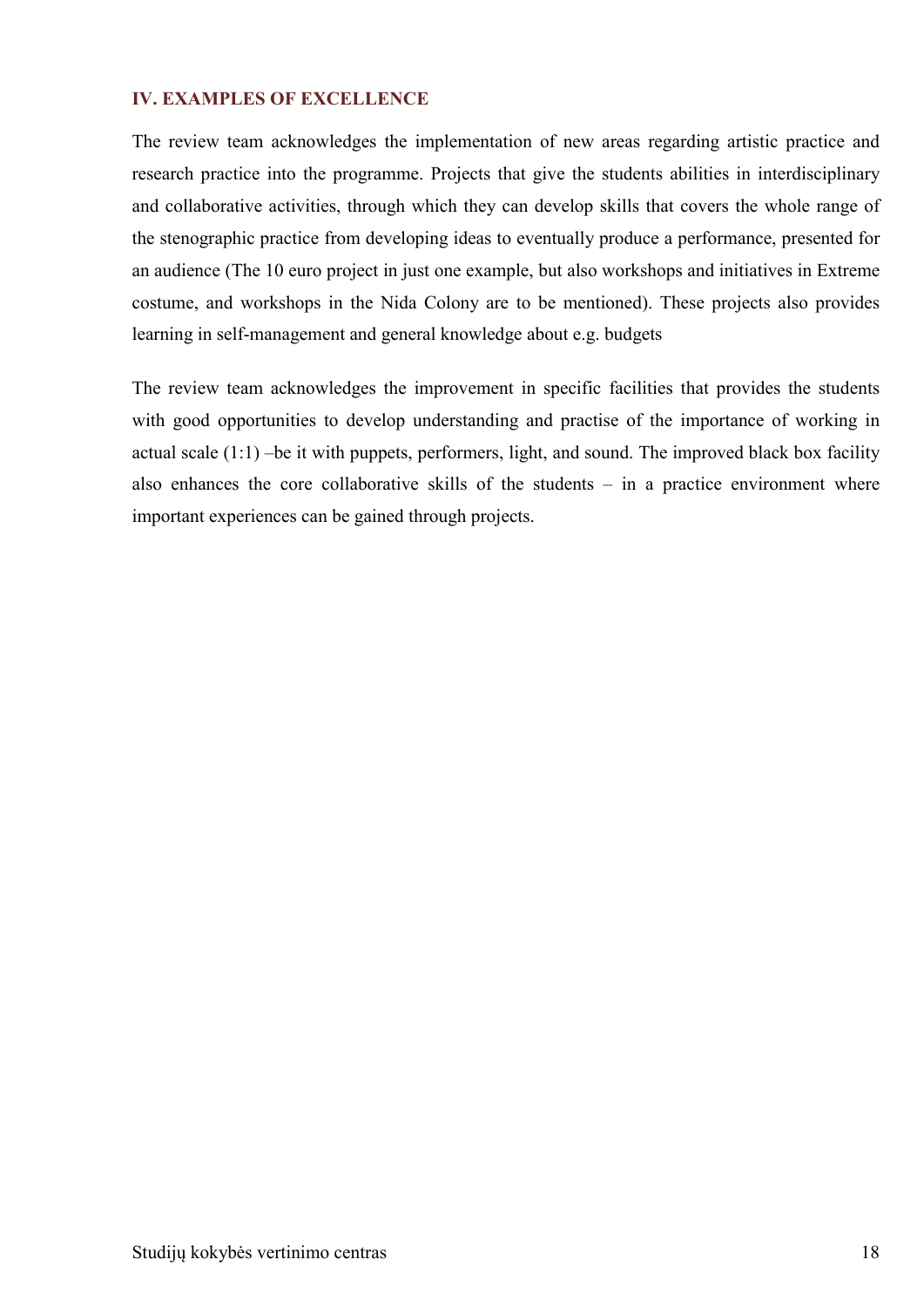## IV. EXAMPLES OF EXCELLENCE

The review team acknowledges the implementation of new areas regarding artistic practice and research practice into the programme. Projects that give the students abilities in interdisciplinary and collaborative activities, through which they can develop skills that covers the whole range of the stenographic practice from developing ideas to eventually produce a performance, presented for an audience (The 10 euro project in just one example, but also workshops and initiatives in Extreme costume, and workshops in the Nida Colony are to be mentioned). These projects also provides learning in self-management and general knowledge about e.g. budgets

The review team acknowledges the improvement in specific facilities that provides the students with good opportunities to develop understanding and practise of the importance of working in actual scale (1:1) –be it with puppets, performers, light, and sound. The improved black box facility also enhances the core collaborative skills of the students – in a practice environment where important experiences can be gained through projects.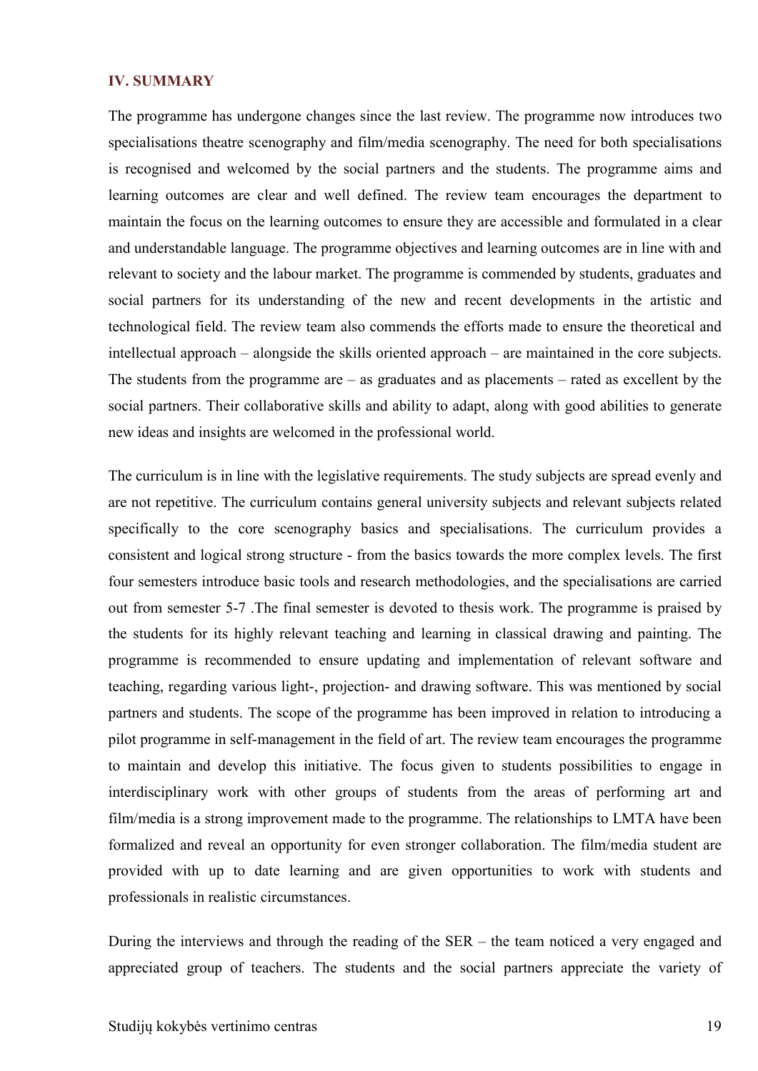## IV. SUMMARY

The programme has undergone changes since the last review. The programme now introduces two specialisations theatre scenography and film/media scenography. The need for both specialisations is recognised and welcomed by the social partners and the students. The programme aims and learning outcomes are clear and well defined. The review team encourages the department to maintain the focus on the learning outcomes to ensure they are accessible and formulated in a clear and understandable language. The programme objectives and learning outcomes are in line with and relevant to society and the labour market. The programme is commended by students, graduates and social partners for its understanding of the new and recent developments in the artistic and technological field. The review team also commends the efforts made to ensure the theoretical and intellectual approach – alongside the skills oriented approach – are maintained in the core subjects. The students from the programme are – as graduates and as placements – rated as excellent by the social partners. Their collaborative skills and ability to adapt, along with good abilities to generate new ideas and insights are welcomed in the professional world.

The curriculum is in line with the legislative requirements. The study subjects are spread evenly and are not repetitive. The curriculum contains general university subjects and relevant subjects related specifically to the core scenography basics and specialisations. The curriculum provides a consistent and logical strong structure - from the basics towards the more complex levels. The first four semesters introduce basic tools and research methodologies, and the specialisations are carried out from semester 5-7 .The final semester is devoted to thesis work. The programme is praised by the students for its highly relevant teaching and learning in classical drawing and painting. The programme is recommended to ensure updating and implementation of relevant software and teaching, regarding various light-, projection- and drawing software. This was mentioned by social partners and students. The scope of the programme has been improved in relation to introducing a pilot programme in self-management in the field of art. The review team encourages the programme to maintain and develop this initiative. The focus given to students possibilities to engage in interdisciplinary work with other groups of students from the areas of performing art and film/media is a strong improvement made to the programme. The relationships to LMTA have been formalized and reveal an opportunity for even stronger collaboration. The film/media student are provided with up to date learning and are given opportunities to work with students and professionals in realistic circumstances.

During the interviews and through the reading of the SER – the team noticed a very engaged and appreciated group of teachers. The students and the social partners appreciate the variety of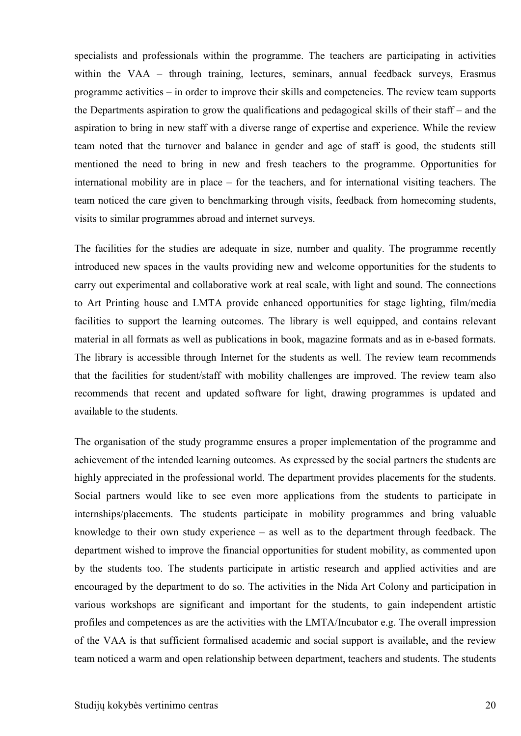specialists and professionals within the programme. The teachers are participating in activities within the VAA – through training, lectures, seminars, annual feedback surveys, Erasmus programme activities – in order to improve their skills and competencies. The review team supports the Departments aspiration to grow the qualifications and pedagogical skills of their staff – and the aspiration to bring in new staff with a diverse range of expertise and experience. While the review team noted that the turnover and balance in gender and age of staff is good, the students still mentioned the need to bring in new and fresh teachers to the programme. Opportunities for international mobility are in place – for the teachers, and for international visiting teachers. The team noticed the care given to benchmarking through visits, feedback from homecoming students, visits to similar programmes abroad and internet surveys.

The facilities for the studies are adequate in size, number and quality. The programme recently introduced new spaces in the vaults providing new and welcome opportunities for the students to carry out experimental and collaborative work at real scale, with light and sound. The connections to Art Printing house and LMTA provide enhanced opportunities for stage lighting, film/media facilities to support the learning outcomes. The library is well equipped, and contains relevant material in all formats as well as publications in book, magazine formats and as in e-based formats. The library is accessible through Internet for the students as well. The review team recommends that the facilities for student/staff with mobility challenges are improved. The review team also recommends that recent and updated software for light, drawing programmes is updated and available to the students.

The organisation of the study programme ensures a proper implementation of the programme and achievement of the intended learning outcomes. As expressed by the social partners the students are highly appreciated in the professional world. The department provides placements for the students. Social partners would like to see even more applications from the students to participate in internships/placements. The students participate in mobility programmes and bring valuable knowledge to their own study experience – as well as to the department through feedback. The department wished to improve the financial opportunities for student mobility, as commented upon by the students too. The students participate in artistic research and applied activities and are encouraged by the department to do so. The activities in the Nida Art Colony and participation in various workshops are significant and important for the students, to gain independent artistic profiles and competences as are the activities with the LMTA/Incubator e.g. The overall impression of the VAA is that sufficient formalised academic and social support is available, and the review team noticed a warm and open relationship between department, teachers and students. The students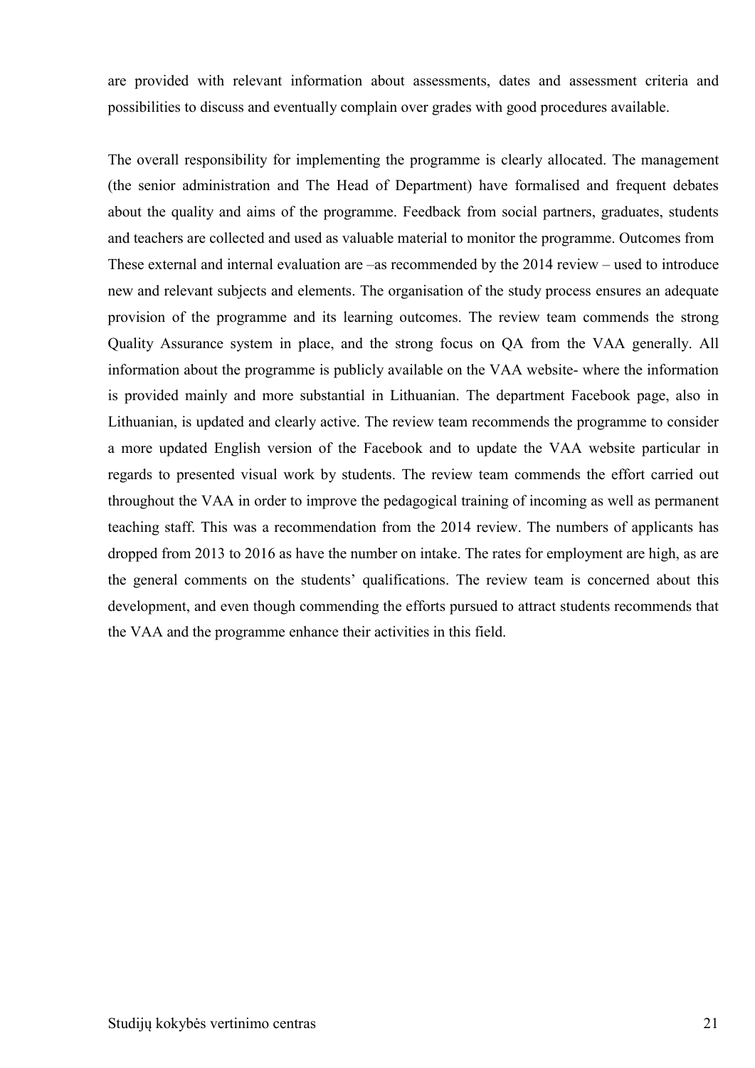are provided with relevant information about assessments, dates and assessment criteria and possibilities to discuss and eventually complain over grades with good procedures available.

The overall responsibility for implementing the programme is clearly allocated. The management (the senior administration and The Head of Department) have formalised and frequent debates about the quality and aims of the programme. Feedback from social partners, graduates, students and teachers are collected and used as valuable material to monitor the programme. Outcomes from These external and internal evaluation are –as recommended by the 2014 review – used to introduce new and relevant subjects and elements. The organisation of the study process ensures an adequate provision of the programme and its learning outcomes. The review team commends the strong Quality Assurance system in place, and the strong focus on QA from the VAA generally. All information about the programme is publicly available on the VAA website- where the information is provided mainly and more substantial in Lithuanian. The department Facebook page, also in Lithuanian, is updated and clearly active. The review team recommends the programme to consider a more updated English version of the Facebook and to update the VAA website particular in regards to presented visual work by students. The review team commends the effort carried out throughout the VAA in order to improve the pedagogical training of incoming as well as permanent teaching staff. This was a recommendation from the 2014 review. The numbers of applicants has dropped from 2013 to 2016 as have the number on intake. The rates for employment are high, as are the general comments on the students' qualifications. The review team is concerned about this development, and even though commending the efforts pursued to attract students recommends that the VAA and the programme enhance their activities in this field.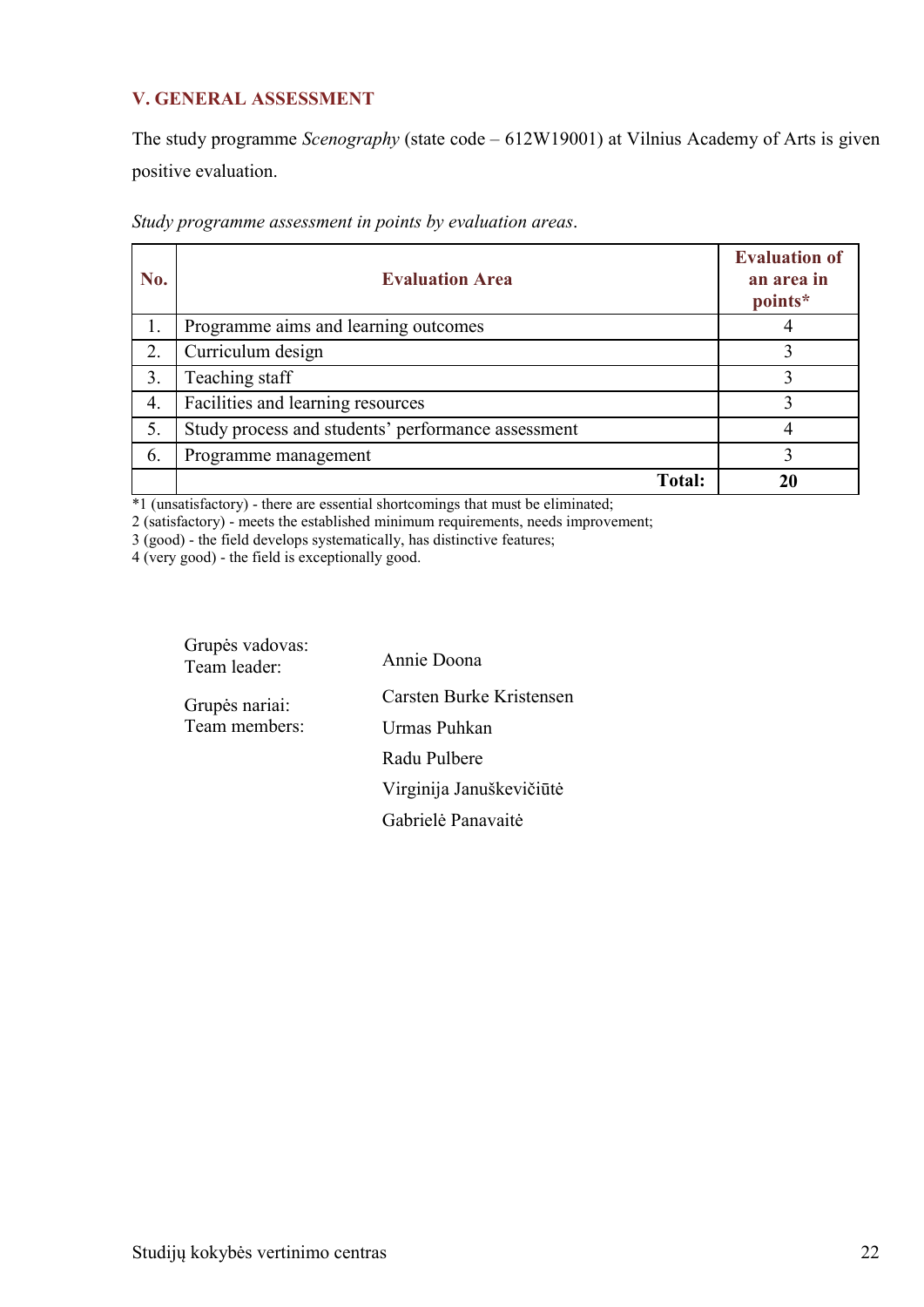## V. GENERAL ASSESSMENT

The study programme *Scenography* (state code – 612W19001) at Vilnius Academy of Arts is given positive evaluation.

*Study programme assessment in points by evaluation areas*.

| No. | Evaluation Area | Evaluation of an area in points* |
|---|---|---|
| 1. | Programme aims and learning outcomes | 4 |
| 2. | Curriculum design | 3 |
| 3. | Teaching staff | 3 |
| 4. | Facilities and learning resources | 3 |
| 5. | Study process and students' performance assessment | 4 |
| 6. | Programme management | 3 |
| | **Total:** | **20** |

*1 (unsatisfactory) - there are essential shortcomings that must be eliminated;
2 (satisfactory) - meets the established minimum requirements, needs improvement;
3 (good) - the field develops systematically, has distinctive features;
4 (very good) - the field is exceptionally good.

Grupės vadovas:
Team leader: Annie Doona

Grupės nariai:
Team members:
Carsten Burke Kristensen
Urmas Puhkan
Radu Pulbere
Virginija Januškevičiūtė
Gabrielė Panavaitė

Studijų kokybės vertinimo centras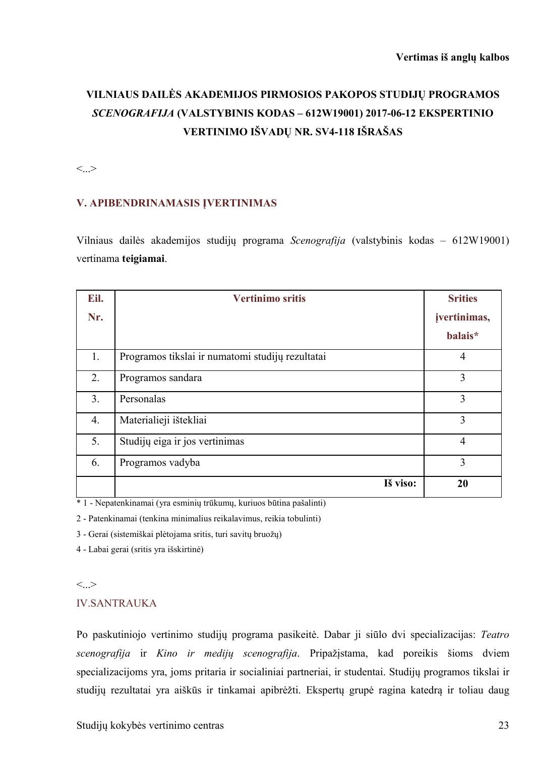**Vertimas iš anglų kalbos**

**VILNIAUS DAILĖS AKADEMIJOS PIRMOSIOS PAKOPOS STUDIJŲ PROGRAMOS *SCENOGRAFIJA* (VALSTYBINIS KODAS – 612W19001) 2017-06-12 EKSPERTINIO VERTINIMO IŠVADŲ NR. SV4-118 IŠRAŠAS**

<...>

## V. APIBENDRINAMASIS ĮVERTINIMAS

Vilniaus dailės akademijos studijų programa *Scenografija* (valstybinis kodas – 612W19001) vertinama **teigiamai**.

| Eil. Nr. | Vertinimo sritis | Srities įvertinimas, balais* |
|---|---|---|
| 1. | Programos tikslai ir numatomi studijų rezultatai | 4 |
| 2. | Programos sandara | 3 |
| 3. | Personalas | 3 |
| 4. | Materialieji ištekliai | 3 |
| 5. | Studijų eiga ir jos vertinimas | 4 |
| 6. | Programos vadyba | 3 |
| | **Iš viso:** | **20** |

\* 1 - Nepatenkinamai (yra esminių trūkumų, kuriuos būtina pašalinti)

2 - Patenkinamai (tenkina minimalius reikalavimus, reikia tobulinti)

3 - Gerai (sistemiškai plėtojama sritis, turi savitų bruožų)

4 - Labai gerai (sritis yra išskirtinė)

<...>

## IV.SANTRAUKA

Po paskutiniojo vertinimo studijų programa pasikeitė. Dabar ji siūlo dvi specializacijas: *Teatro scenografija* ir *Kino ir medijų scenografija*. Pripažįstama, kad poreikis šioms dviem specializacijoms yra, joms pritaria ir socialiniai partneriai, ir studentai. Studijų programos tikslai ir studijų rezultatai yra aiškūs ir tinkamai apibrėžti. Ekspertų grupė ragina katedrą ir toliau daug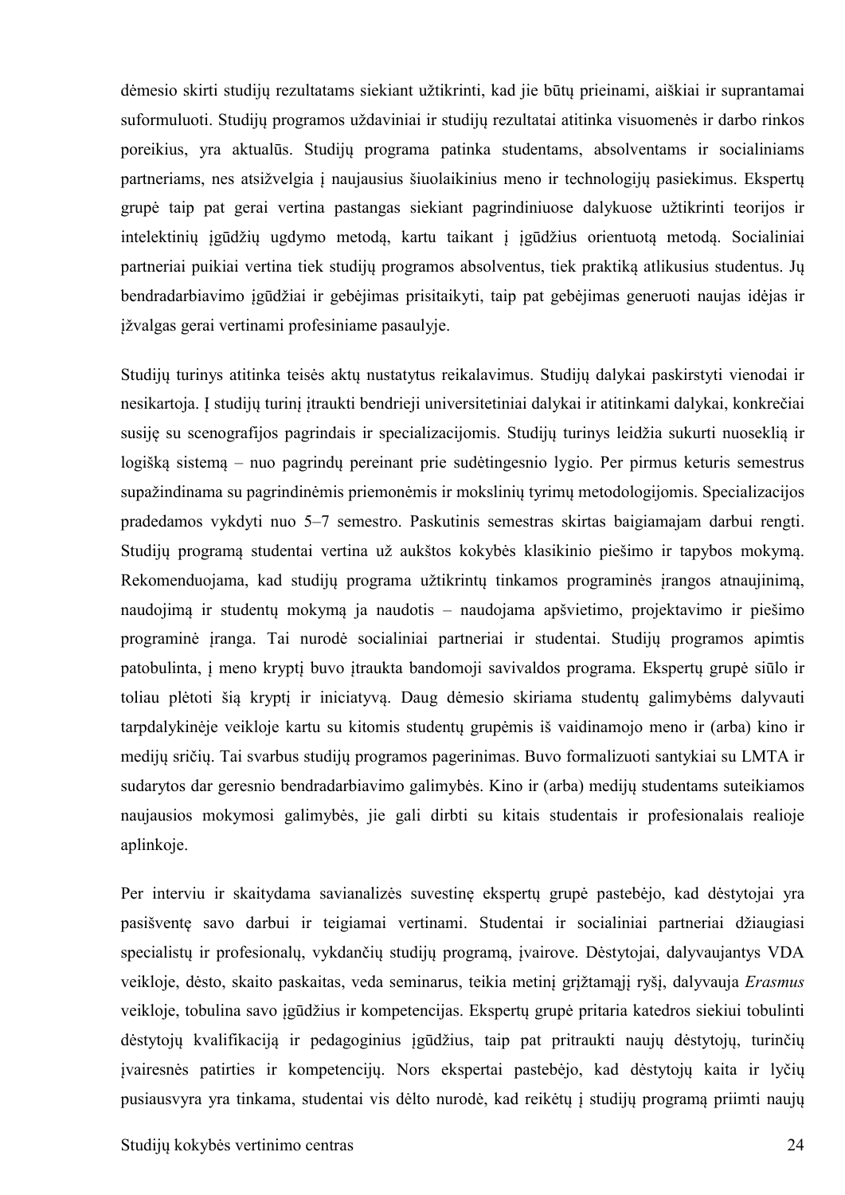dėmesio skirti studijų rezultatams siekiant užtikrinti, kad jie būtų prieinami, aiškiai ir suprantamai suformuluoti. Studijų programos uždaviniai ir studijų rezultatai atitinka visuomenės ir darbo rinkos poreikius, yra aktualūs. Studijų programa patinka studentams, absolventams ir socialiniams partneriams, nes atsižvelgia į naujausius šiuolaikinius meno ir technologijų pasiekimus. Ekspertų grupė taip pat gerai vertina pastangas siekiant pagrindiniuose dalykuose užtikrinti teorijos ir intelektinių įgūdžių ugdymo metodą, kartu taikant į įgūdžius orientuotą metodą. Socialiniai partneriai puikiai vertina tiek studijų programos absolventus, tiek praktiką atlikusius studentus. Jų bendradarbiavimo įgūdžiai ir gebėjimas prisitaikyti, taip pat gebėjimas generuoti naujas idėjas ir įžvalgas gerai vertinami profesiniame pasaulyje.

Studijų turinys atitinka teisės aktų nustatytus reikalavimus. Studijų dalykai paskirstyti vienodai ir nesikartoja. Į studijų turinį įtraukti bendrieji universitetiniai dalykai ir atitinkami dalykai, konkrečiai susiję su scenografijos pagrindais ir specializacijomis. Studijų turinys leidžia sukurti nuoseklią ir logišką sistemą – nuo pagrindų pereinant prie sudėtingesnio lygio. Per pirmus keturis semestrus supažindinama su pagrindinėmis priemonėmis ir mokslinių tyrimų metodologijomis. Specializacijos pradedamos vykdyti nuo 5–7 semestro. Paskutinis semestras skirtas baigiamajam darbui rengti. Studijų programą studentai vertina už aukštos kokybės klasikinio piešimo ir tapybos mokymą. Rekomenduojama, kad studijų programa užtikrintų tinkamos programinės įrangos atnaujinimą, naudojimą ir studentų mokymą ja naudotis – naudojama apšvietimo, projektavimo ir piešimo programinė įranga. Tai nurodė socialiniai partneriai ir studentai. Studijų programos apimtis patobulinta, į meno kryptį buvo įtraukta bandomoji savivaldos programa. Ekspertų grupė siūlo ir toliau plėtoti šią kryptį ir iniciatyvą. Daug dėmesio skiriama studentų galimybėms dalyvauti tarpdalykinėje veikloje kartu su kitomis studentų grupėmis iš vaidinamojo meno ir (arba) kino ir medijų sričių. Tai svarbus studijų programos pagerinimas. Buvo formalizuoti santykiai su LMTA ir sudarytos dar geresnio bendradarbiavimo galimybės. Kino ir (arba) medijų studentams suteikiamos naujausios mokymosi galimybės, jie gali dirbti su kitais studentais ir profesionalais realioje aplinkoje.

Per interviu ir skaitydama savianalizės suvestinę ekspertų grupė pastebėjo, kad dėstytojai yra pasišventę savo darbui ir teigiamai vertinami. Studentai ir socialiniai partneriai džiaugiasi specialistų ir profesionalų, vykdančių studijų programą, įvairove. Dėstytojai, dalyvaujantys VDA veikloje, dėsto, skaito paskaitas, veda seminarus, teikia metinį grįžtamąjį ryšį, dalyvauja *Erasmus* veikloje, tobulina savo įgūdžius ir kompetencijas. Ekspertų grupė pritaria katedros siekiui tobulinti dėstytojų kvalifikaciją ir pedagoginius įgūdžius, taip pat pritraukti naujų dėstytojų, turinčių įvairesnės patirties ir kompetencijų. Nors ekspertai pastebėjo, kad dėstytojų kaita ir lyčių pusiausvyra yra tinkama, studentai vis dėlto nurodė, kad reikėtų į studijų programą priimti naujų

Studijų kokybės vertinimo centras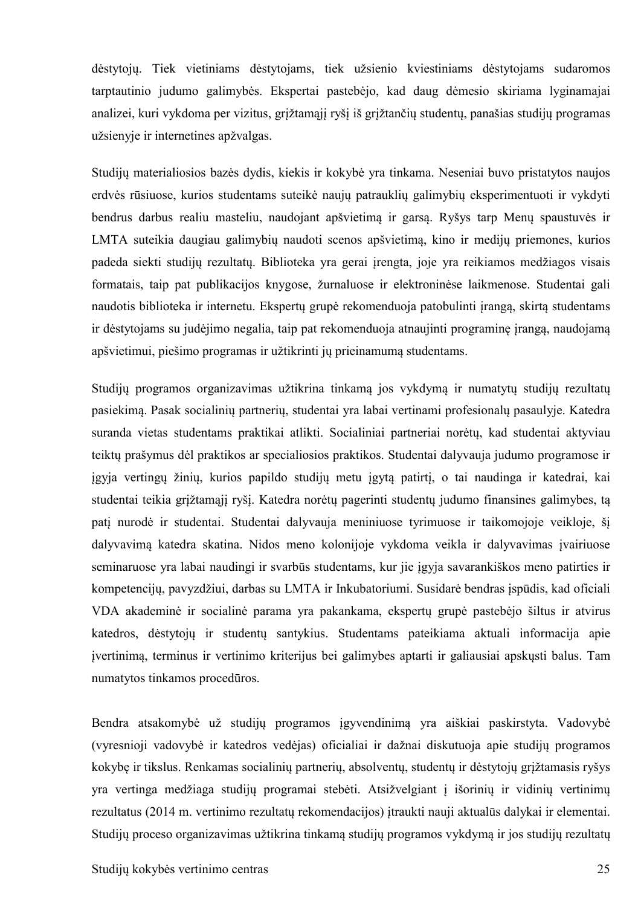dėstytojų. Tiek vietiniams dėstytojams, tiek užsienio kviestiniams dėstytojams sudaromos tarptautinio judumo galimybės. Ekspertai pastebėjo, kad daug dėmesio skiriama lyginamajai analizei, kuri vykdoma per vizitus, grįžtamąjį ryšį iš grįžtančių studentų, panašias studijų programas užsienyje ir internetines apžvalgas.

Studijų materialiosios bazės dydis, kiekis ir kokybė yra tinkama. Neseniai buvo pristatytos naujos erdvės rūsiuose, kurios studentams suteikė naujų patrauklių galimybių eksperimentuoti ir vykdyti bendrus darbus realiu masteliu, naudojant apšvietimą ir garsą. Ryšys tarp Menų spaustuvės ir LMTA suteikia daugiau galimybių naudoti scenos apšvietimą, kino ir medijų priemones, kurios padeda siekti studijų rezultatų. Biblioteka yra gerai įrengta, joje yra reikiamos medžiagos visais formatais, taip pat publikacijos knygose, žurnaluose ir elektroninėse laikmenose. Studentai gali naudotis biblioteka ir internetu. Ekspertų grupė rekomenduoja patobulinti įrangą, skirtą studentams ir dėstytojams su judėjimo negalia, taip pat rekomenduoja atnaujinti programinę įrangą, naudojamą apšvietimui, piešimo programas ir užtikrinti jų prieinamumą studentams.

Studijų programos organizavimas užtikrina tinkamą jos vykdymą ir numatytų studijų rezultatų pasiekimą. Pasak socialinių partnerių, studentai yra labai vertinami profesionalų pasaulyje. Katedra suranda vietas studentams praktikai atlikti. Socialiniai partneriai norėtų, kad studentai aktyviau teiktų prašymus dėl praktikos ar specialiosios praktikos. Studentai dalyvauja judumo programose ir įgyja vertingų žinių, kurios papildo studijų metu įgytą patirtį, o tai naudinga ir katedrai, kai studentai teikia grįžtamąjį ryšį. Katedra norėtų pagerinti studentų judumo finansines galimybes, tą patį nurodė ir studentai. Studentai dalyvauja meniniuose tyrimuose ir taikomojoje veikloje, šį dalyvavimą katedra skatina. Nidos meno kolonijoje vykdoma veikla ir dalyvavimas įvairiuose seminaruose yra labai naudingi ir svarbūs studentams, kur jie įgyja savarankiškos meno patirties ir kompetencijų, pavyzdžiui, darbas su LMTA ir Inkubatoriumi. Susidarė bendras įspūdis, kad oficiali VDA akademinė ir socialinė parama yra pakankama, ekspertų grupė pastebėjo šiltus ir atvirus katedros, dėstytojų ir studentų santykius. Studentams pateikiama aktuali informacija apie įvertinimą, terminus ir vertinimo kriterijus bei galimybes aptarti ir galiausiai apskųsti balus. Tam numatytos tinkamos procedūros.

Bendra atsakomybė už studijų programos įgyvendinimą yra aiškiai paskirstyta. Vadovybė (vyresnioji vadovybė ir katedros vedėjas) oficialiai ir dažnai diskutuoja apie studijų programos kokybę ir tikslus. Renkamas socialinių partnerių, absolventų, studentų ir dėstytojų grįžtamasis ryšys yra vertinga medžiaga studijų programai stebėti. Atsižvelgiant į išorinių ir vidinių vertinimų rezultatus (2014 m. vertinimo rezultatų rekomendacijos) įtraukti nauji aktualūs dalykai ir elementai. Studijų proceso organizavimas užtikrina tinkamą studijų programos vykdymą ir jos studijų rezultatų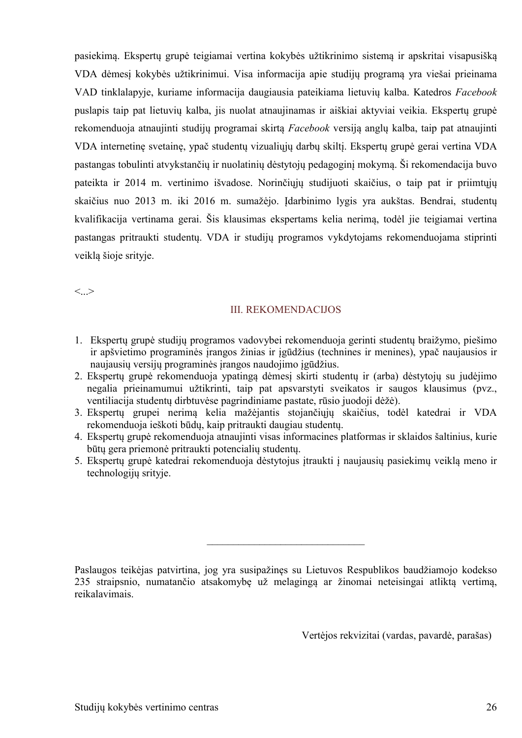pasiekimą. Ekspertų grupė teigiamai vertina kokybės užtikrinimo sistemą ir apskritai visapusišką VDA dėmesį kokybės užtikrinimui. Visa informacija apie studijų programą yra viešai prieinama VAD tinklalapyje, kuriame informacija daugiausia pateikiama lietuvių kalba. Katedros *Facebook* puslapis taip pat lietuvių kalba, jis nuolat atnaujinamas ir aiškiai aktyviai veikia. Ekspertų grupė rekomenduoja atnaujinti studijų programai skirtą *Facebook* versiją anglų kalba, taip pat atnaujinti VDA internetinę svetainę, ypač studentų vizualiųjų darbų skiltį. Ekspertų grupė gerai vertina VDA pastangas tobulinti atvykstančių ir nuolatinių dėstytojų pedagoginį mokymą. Ši rekomendacija buvo pateikta ir 2014 m. vertinimo išvadose. Norinčiųjų studijuoti skaičius, o taip pat ir priimtųjų skaičius nuo 2013 m. iki 2016 m. sumažėjo. Įdarbinimo lygis yra aukštas. Bendrai, studentų kvalifikacija vertinama gerai. Šis klausimas ekspertams kelia nerimą, todėl jie teigiamai vertina pastangas pritraukti studentų. VDA ir studijų programos vykdytojams rekomenduojama stiprinti veiklą šioje srityje.

<...>

## III. REKOMENDACIJOS

1. Ekspertų grupė studijų programos vadovybei rekomenduoja gerinti studentų braižymo, piešimo ir apšvietimo programinės įrangos žinias ir įgūdžius (technines ir menines), ypač naujausios ir naujausių versijų programinės įrangos naudojimo įgūdžius.
2. Ekspertų grupė rekomenduoja ypatingą dėmesį skirti studentų ir (arba) dėstytojų su judėjimo negalia prieinamumui užtikrinti, taip pat apsvarstyti sveikatos ir saugos klausimus (pvz., ventiliacija studentų dirbtuvėse pagrindiniame pastate, rūsio juodoji dėžė).
3. Ekspertų grupei nerimą kelia mažėjantis stojančiųjų skaičius, todėl katedrai ir VDA rekomenduoja ieškoti būdų, kaip pritraukti daugiau studentų.
4. Ekspertų grupė rekomenduoja atnaujinti visas informacines platformas ir sklaidos šaltinius, kurie būtų gera priemonė pritraukti potencialių studentų.
5. Ekspertų grupė katedrai rekomenduoja dėstytojus įtraukti į naujausių pasiekimų veiklą meno ir technologijų srityje.

______________________________

Paslaugos teikėjas patvirtina, jog yra susipažinęs su Lietuvos Respublikos baudžiamojo kodekso 235 straipsnio, numatančio atsakomybę už melagingą ar žinomai neteisingai atliktą vertimą, reikalavimais.

Vertėjos rekvizitai (vardas, pavardė, parašas)